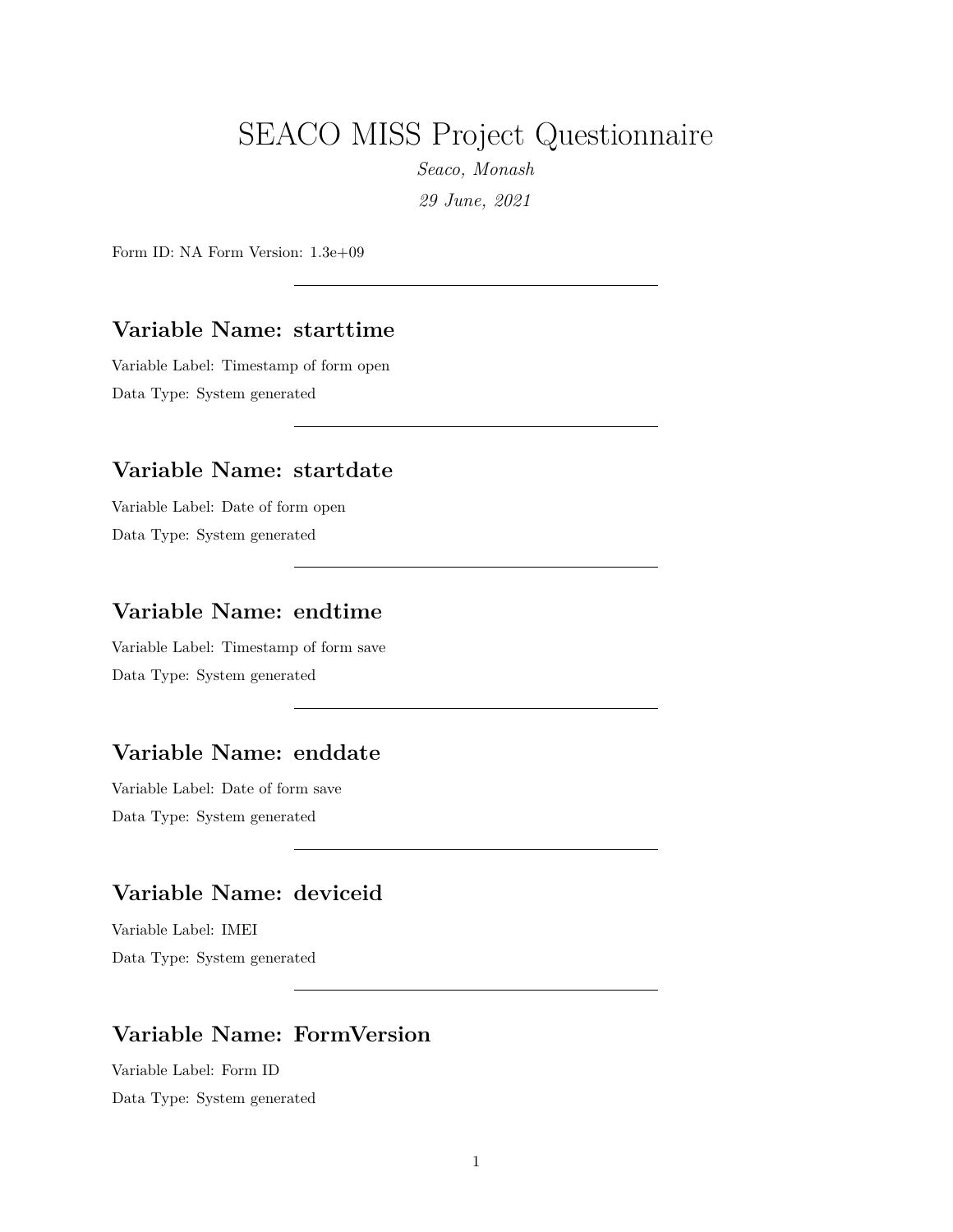# SEACO MISS Project Questionnaire

*Seaco, Monash*

*29 June, 2021*

Form ID: NA Form Version: 1.3e+09

---

## Variable Name: starttime

Variable Label: Timestamp of form open

Data Type: System generated

---

## Variable Name: startdate

Variable Label: Date of form open

Data Type: System generated

---

## Variable Name: endtime

Variable Label: Timestamp of form save

Data Type: System generated

---

## Variable Name: enddate

Variable Label: Date of form save

Data Type: System generated

---

## Variable Name: deviceid

Variable Label: IMEI

Data Type: System generated

---

## Variable Name: FormVersion

Variable Label: Form ID

Data Type: System generated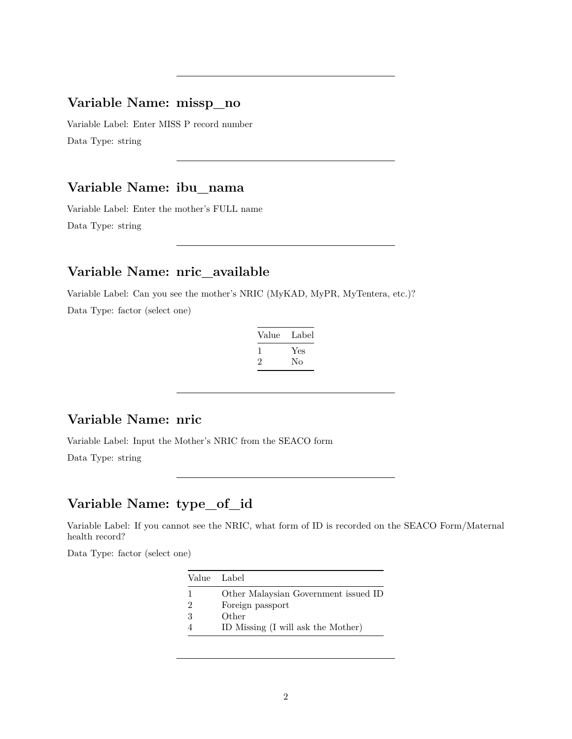---

## Variable Name: missp_no

Variable Label: Enter MISS P record number

Data Type: string

---

## Variable Name: ibu_nama

Variable Label: Enter the mother's FULL name

Data Type: string

---

## Variable Name: nric_available

Variable Label: Can you see the mother's NRIC (MyKAD, MyPR, MyTentera, etc.)?

Data Type: factor (select one)

| Value | Label |
|---|---|
| 1 | Yes |
| 2 | No |

---

## Variable Name: nric

Variable Label: Input the Mother's NRIC from the SEACO form

Data Type: string

---

## Variable Name: type_of_id

Variable Label: If you cannot see the NRIC, what form of ID is recorded on the SEACO Form/Maternal health record?

Data Type: factor (select one)

| Value | Label |
|---|---|
| 1 | Other Malaysian Government issued ID |
| 2 | Foreign passport |
| 3 | Other |
| 4 | ID Missing (I will ask the Mother) |

---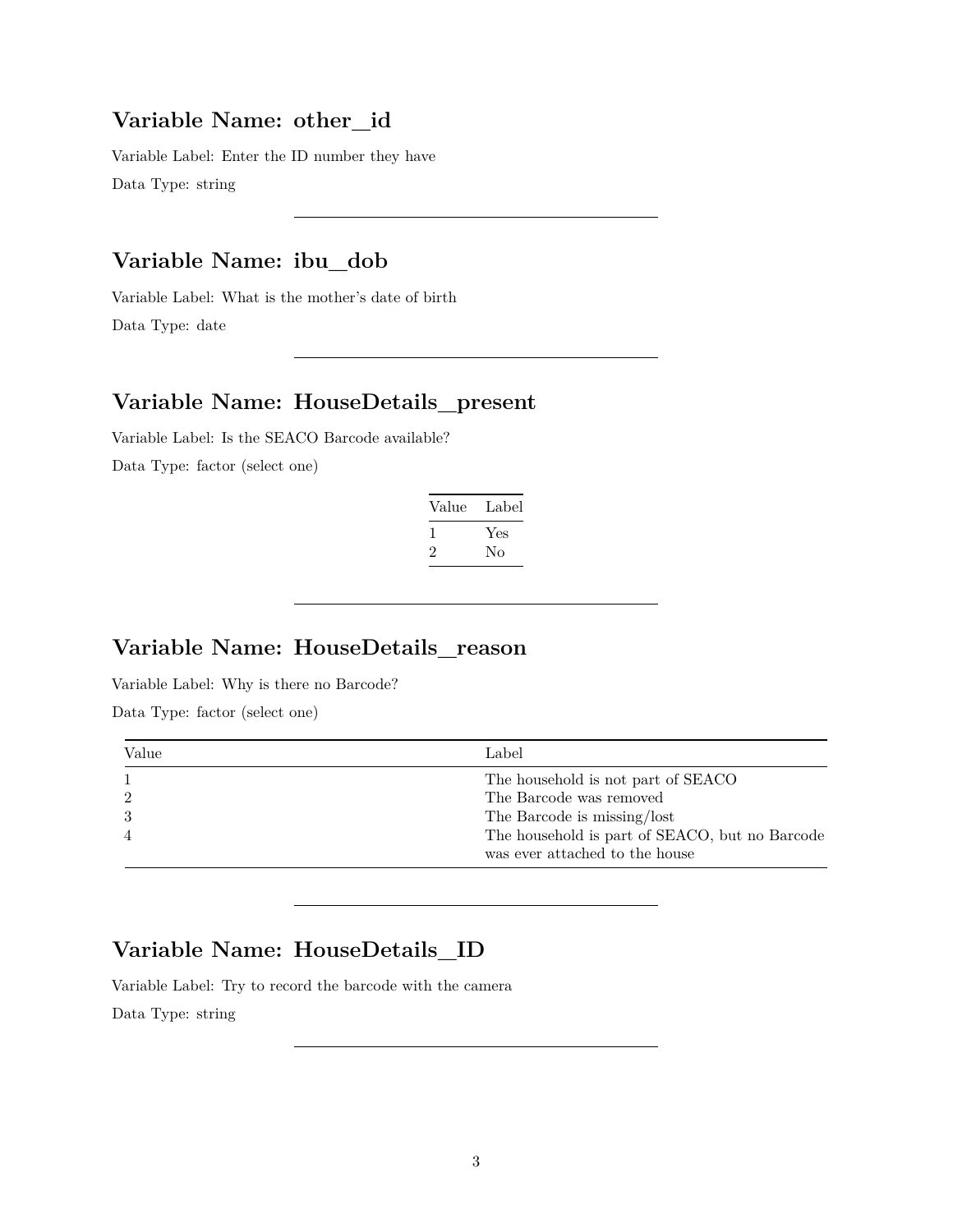## Variable Name: other_id

Variable Label: Enter the ID number they have

Data Type: string

---

## Variable Name: ibu_dob

Variable Label: What is the mother's date of birth

Data Type: date

---

## Variable Name: HouseDetails_present

Variable Label: Is the SEACO Barcode available?

Data Type: factor (select one)

| Value | Label |
|---|---|
| 1 | Yes |
| 2 | No |

---

## Variable Name: HouseDetails_reason

Variable Label: Why is there no Barcode?

Data Type: factor (select one)

| Value | Label |
|---|---|
| 1 | The household is not part of SEACO |
| 2 | The Barcode was removed |
| 3 | The Barcode is missing/lost |
| 4 | The household is part of SEACO, but no Barcode was ever attached to the house |

---

## Variable Name: HouseDetails_ID

Variable Label: Try to record the barcode with the camera

Data Type: string

---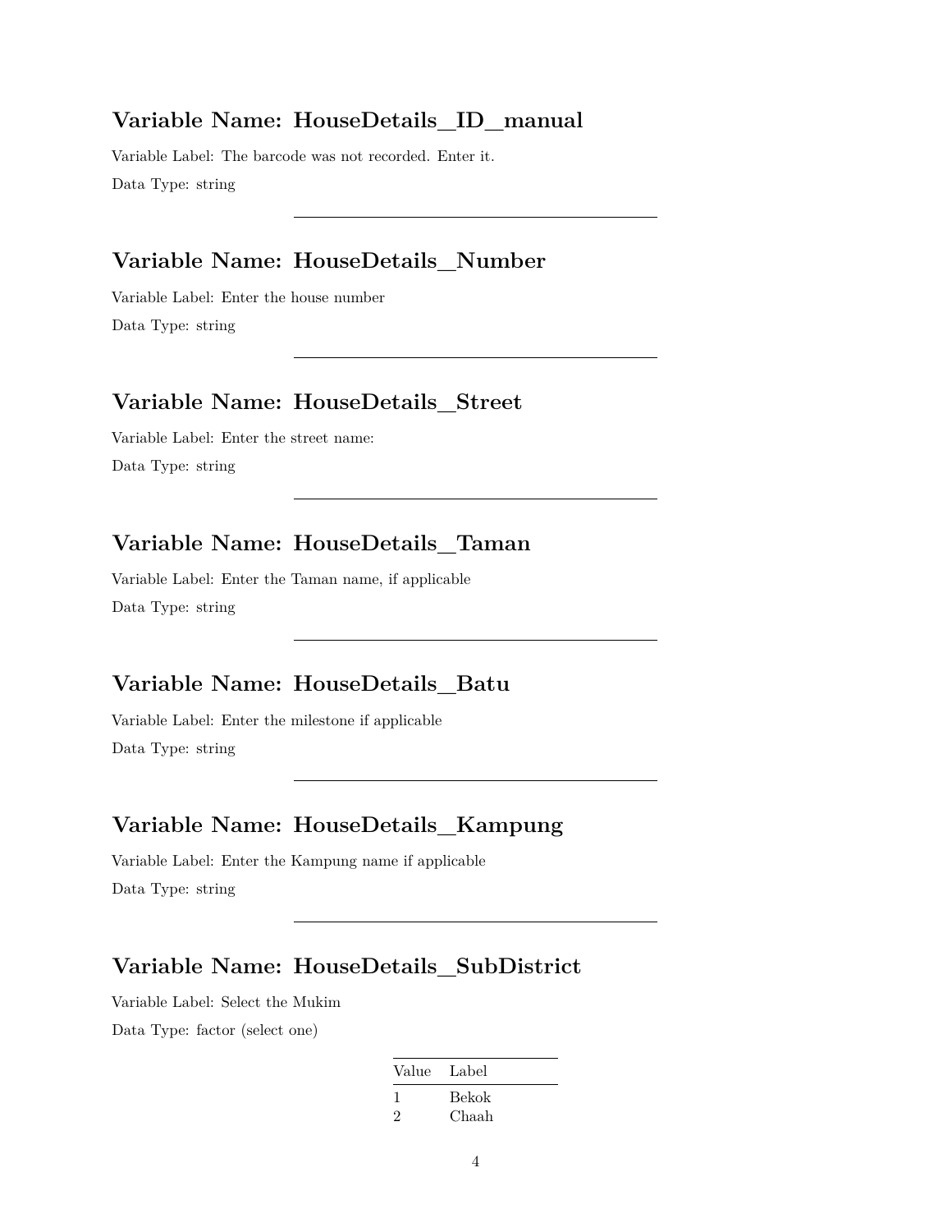### Variable Name: HouseDetails_ID_manual

Variable Label: The barcode was not recorded. Enter it.

Data Type: string

---

### Variable Name: HouseDetails_Number

Variable Label: Enter the house number

Data Type: string

---

### Variable Name: HouseDetails_Street

Variable Label: Enter the street name:

Data Type: string

---

### Variable Name: HouseDetails_Taman

Variable Label: Enter the Taman name, if applicable

Data Type: string

---

### Variable Name: HouseDetails_Batu

Variable Label: Enter the milestone if applicable

Data Type: string

---

### Variable Name: HouseDetails_Kampung

Variable Label: Enter the Kampung name if applicable

Data Type: string

---

### Variable Name: HouseDetails_SubDistrict

Variable Label: Select the Mukim

Data Type: factor (select one)

| Value | Label |
|---|---|
| 1 | Bekok |
| 2 | Chaah |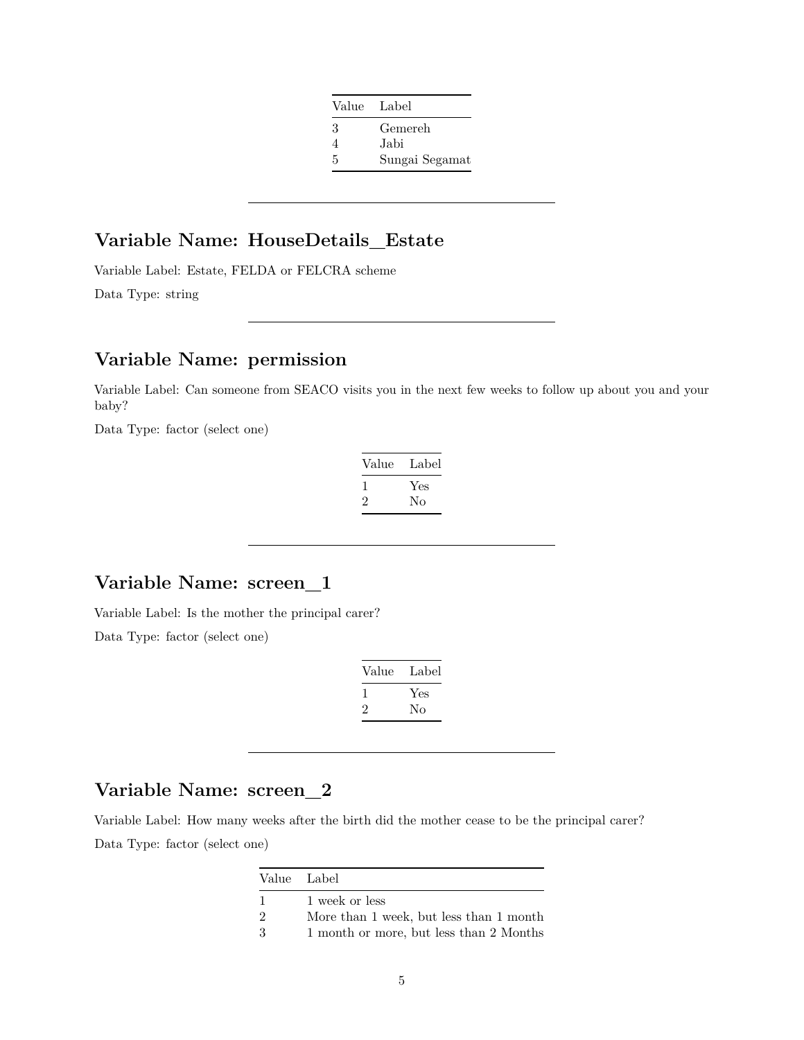| Value | Label |
|---|---|
| 3 | Gemereh |
| 4 | Jabi |
| 5 | Sungai Segamat |

---

## Variable Name: HouseDetails_Estate

Variable Label: Estate, FELDA or FELCRA scheme

Data Type: string

---

## Variable Name: permission

Variable Label: Can someone from SEACO visits you in the next few weeks to follow up about you and your baby?

Data Type: factor (select one)

| Value | Label |
|---|---|
| 1 | Yes |
| 2 | No |

---

## Variable Name: screen_1

Variable Label: Is the mother the principal carer?

Data Type: factor (select one)

| Value | Label |
|---|---|
| 1 | Yes |
| 2 | No |

---

## Variable Name: screen_2

Variable Label: How many weeks after the birth did the mother cease to be the principal carer?

Data Type: factor (select one)

| Value | Label |
|---|---|
| 1 | 1 week or less |
| 2 | More than 1 week, but less than 1 month |
| 3 | 1 month or more, but less than 2 Months |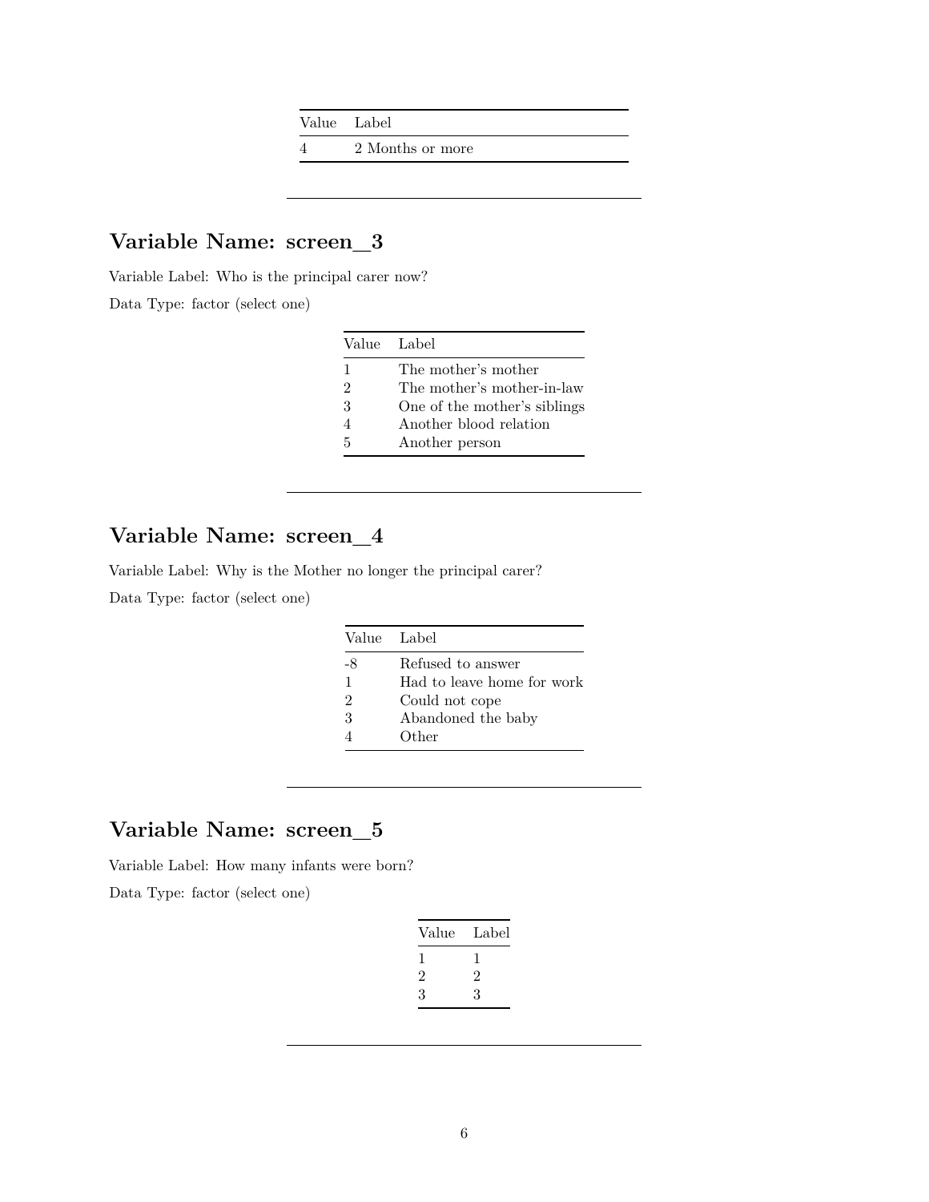| Value | Label |
|---|---|
| 4 | 2 Months or more |

---

## Variable Name: screen_3

Variable Label: Who is the principal carer now?

Data Type: factor (select one)

| Value | Label |
|---|---|
| 1 | The mother's mother |
| 2 | The mother's mother-in-law |
| 3 | One of the mother's siblings |
| 4 | Another blood relation |
| 5 | Another person |

---

## Variable Name: screen_4

Variable Label: Why is the Mother no longer the principal carer?

Data Type: factor (select one)

| Value | Label |
|---|---|
| -8 | Refused to answer |
| 1 | Had to leave home for work |
| 2 | Could not cope |
| 3 | Abandoned the baby |
| 4 | Other |

---

## Variable Name: screen_5

Variable Label: How many infants were born?

Data Type: factor (select one)

| Value | Label |
|---|---|
| 1 | 1 |
| 2 | 2 |
| 3 | 3 |

---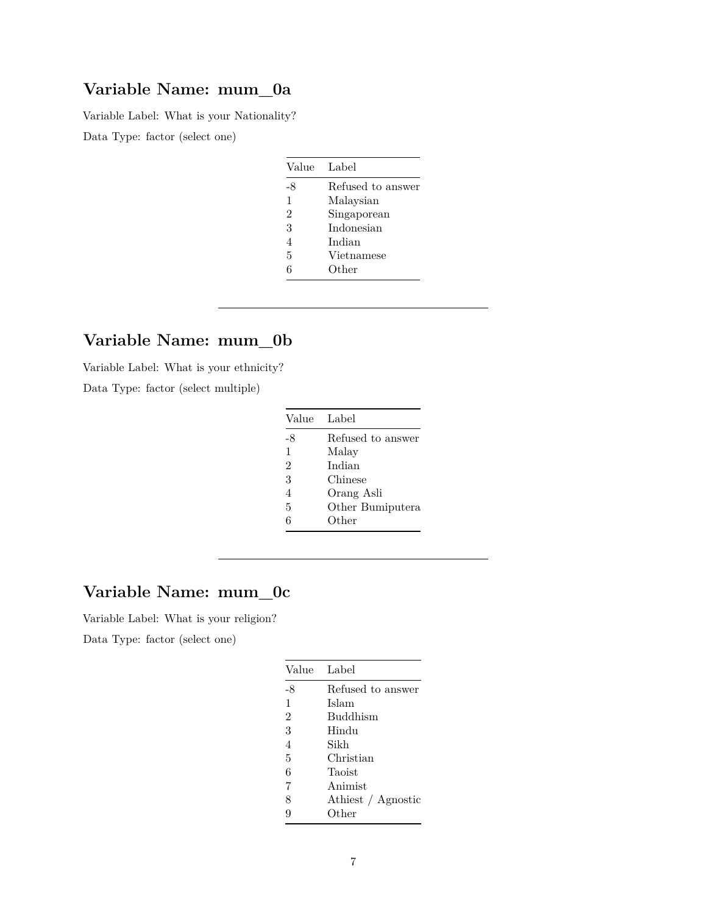## Variable Name: mum_0a

Variable Label: What is your Nationality?

Data Type: factor (select one)

| Value | Label |
|---|---|
| -8 | Refused to answer |
| 1 | Malaysian |
| 2 | Singaporean |
| 3 | Indonesian |
| 4 | Indian |
| 5 | Vietnamese |
| 6 | Other |

---

## Variable Name: mum_0b

Variable Label: What is your ethnicity?

Data Type: factor (select multiple)

| Value | Label |
|---|---|
| -8 | Refused to answer |
| 1 | Malay |
| 2 | Indian |
| 3 | Chinese |
| 4 | Orang Asli |
| 5 | Other Bumiputera |
| 6 | Other |

---

## Variable Name: mum_0c

Variable Label: What is your religion?

Data Type: factor (select one)

| Value | Label |
|---|---|
| -8 | Refused to answer |
| 1 | Islam |
| 2 | Buddhism |
| 3 | Hindu |
| 4 | Sikh |
| 5 | Christian |
| 6 | Taoist |
| 7 | Animist |
| 8 | Athiest / Agnostic |
| 9 | Other |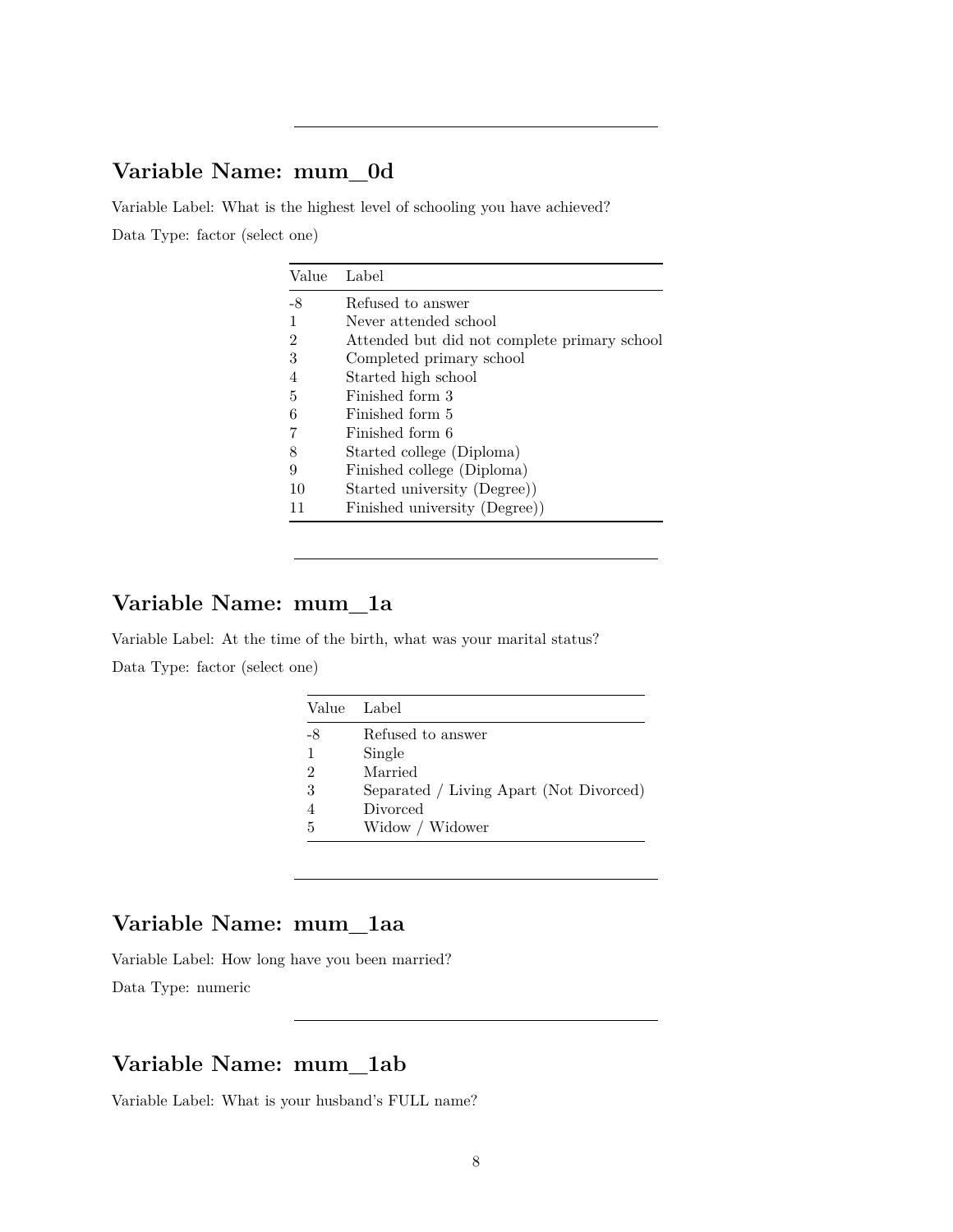---

## Variable Name: mum_0d

Variable Label: What is the highest level of schooling you have achieved?

Data Type: factor (select one)

| Value | Label |
|---|---|
| -8 | Refused to answer |
| 1 | Never attended school |
| 2 | Attended but did not complete primary school |
| 3 | Completed primary school |
| 4 | Started high school |
| 5 | Finished form 3 |
| 6 | Finished form 5 |
| 7 | Finished form 6 |
| 8 | Started college (Diploma) |
| 9 | Finished college (Diploma) |
| 10 | Started university (Degree)) |
| 11 | Finished university (Degree)) |

---

## Variable Name: mum_1a

Variable Label: At the time of the birth, what was your marital status?

Data Type: factor (select one)

| Value | Label |
|---|---|
| -8 | Refused to answer |
| 1 | Single |
| 2 | Married |
| 3 | Separated / Living Apart (Not Divorced) |
| 4 | Divorced |
| 5 | Widow / Widower |

---

## Variable Name: mum_1aa

Variable Label: How long have you been married?

Data Type: numeric

---

## Variable Name: mum_1ab

Variable Label: What is your husband's FULL name?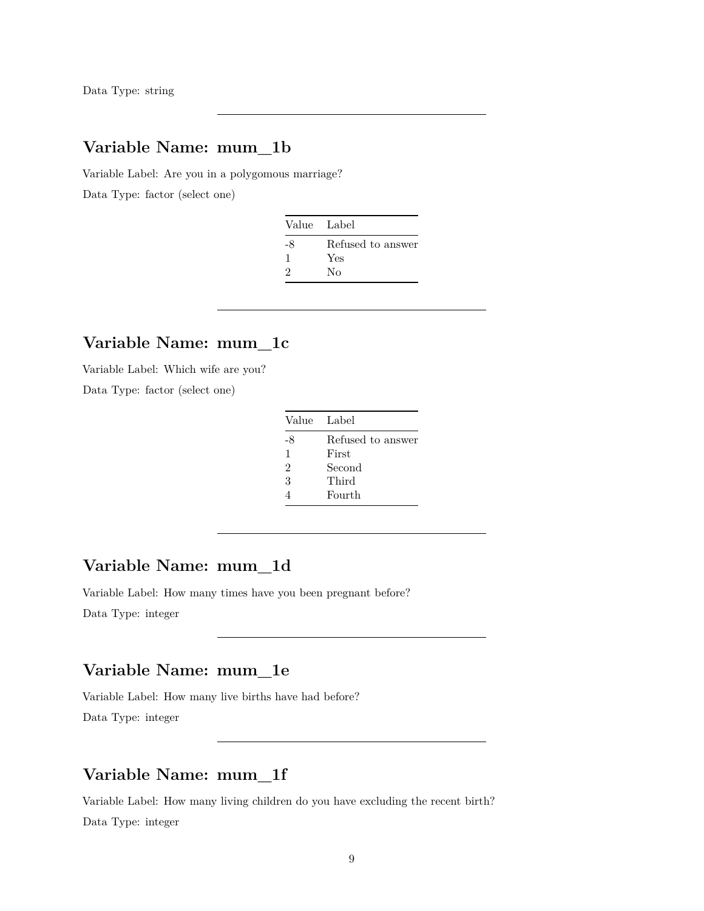Data Type: string

---

## Variable Name: mum_1b

Variable Label: Are you in a polygomous marriage?

Data Type: factor (select one)

| Value | Label |
|---|---|
| -8 | Refused to answer |
| 1 | Yes |
| 2 | No |

---

## Variable Name: mum_1c

Variable Label: Which wife are you?

Data Type: factor (select one)

| Value | Label |
|---|---|
| -8 | Refused to answer |
| 1 | First |
| 2 | Second |
| 3 | Third |
| 4 | Fourth |

---

## Variable Name: mum_1d

Variable Label: How many times have you been pregnant before?

Data Type: integer

---

## Variable Name: mum_1e

Variable Label: How many live births have had before?

Data Type: integer

---

## Variable Name: mum_1f

Variable Label: How many living children do you have excluding the recent birth?

Data Type: integer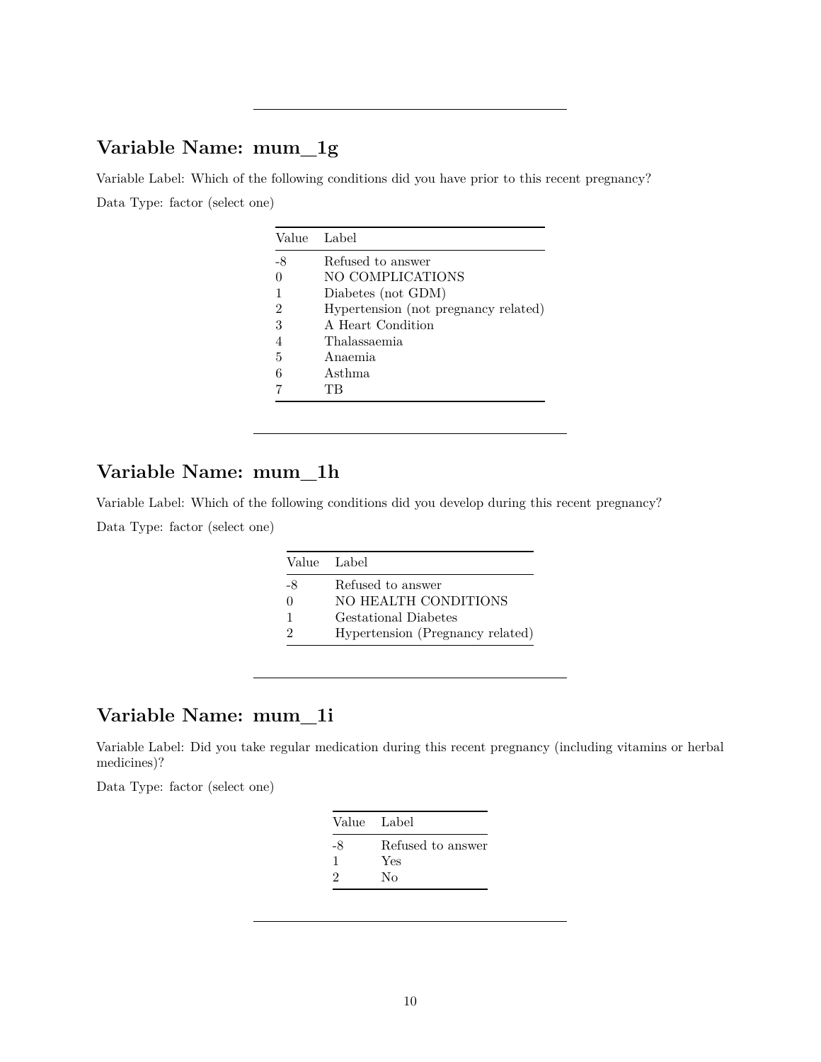---

## Variable Name: mum_1g

Variable Label: Which of the following conditions did you have prior to this recent pregnancy?

Data Type: factor (select one)

| Value | Label |
|---|---|
| -8 | Refused to answer |
| 0 | NO COMPLICATIONS |
| 1 | Diabetes (not GDM) |
| 2 | Hypertension (not pregnancy related) |
| 3 | A Heart Condition |
| 4 | Thalassaemia |
| 5 | Anaemia |
| 6 | Asthma |
| 7 | TB |

---

## Variable Name: mum_1h

Variable Label: Which of the following conditions did you develop during this recent pregnancy?

Data Type: factor (select one)

| Value | Label |
|---|---|
| -8 | Refused to answer |
| 0 | NO HEALTH CONDITIONS |
| 1 | Gestational Diabetes |
| 2 | Hypertension (Pregnancy related) |

---

## Variable Name: mum_1i

Variable Label: Did you take regular medication during this recent pregnancy (including vitamins or herbal medicines)?

Data Type: factor (select one)

| Value | Label |
|---|---|
| -8 | Refused to answer |
| 1 | Yes |
| 2 | No |

---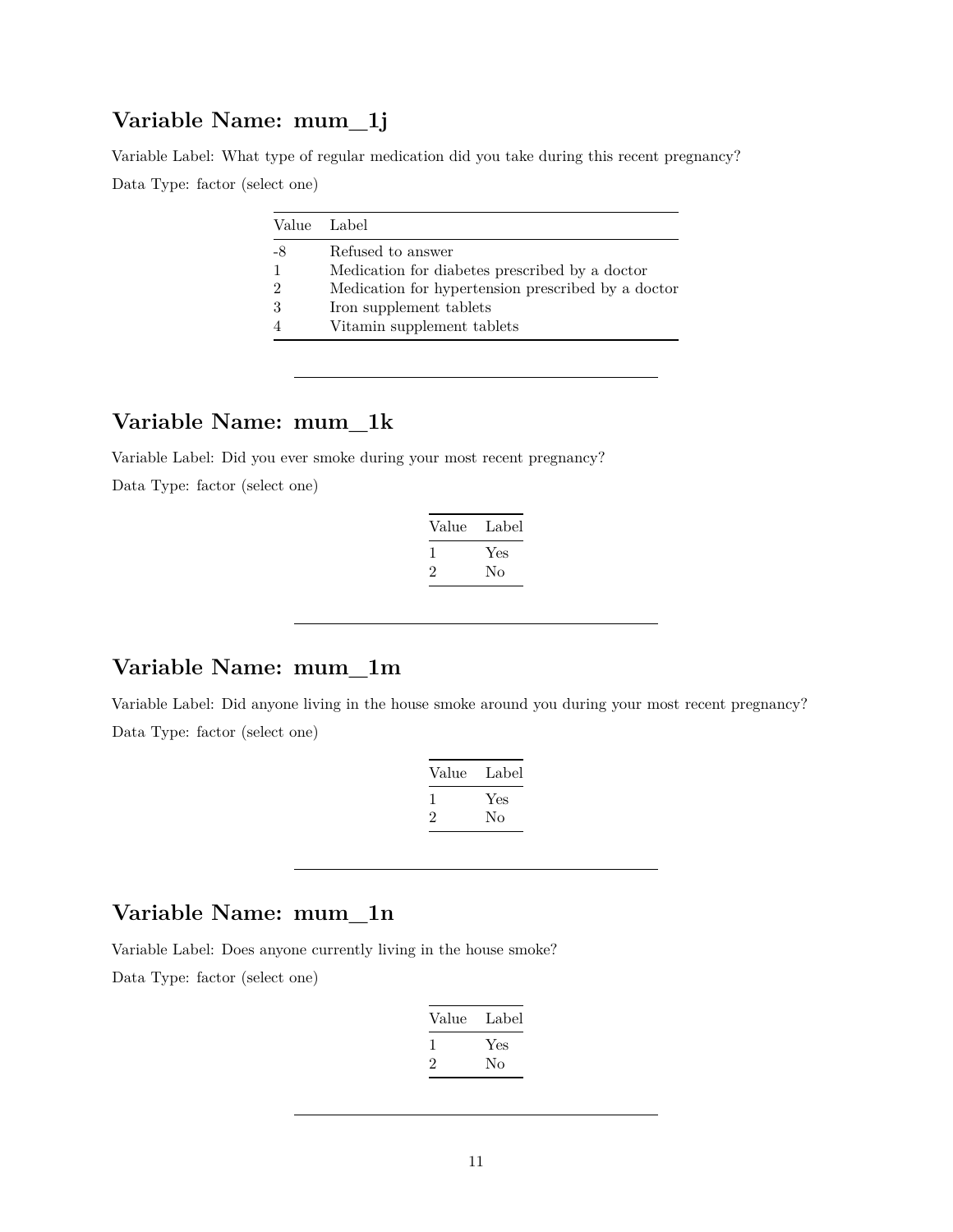## Variable Name: mum_1j

Variable Label: What type of regular medication did you take during this recent pregnancy?

Data Type: factor (select one)

| Value | Label |
|---|---|
| -8 | Refused to answer |
| 1 | Medication for diabetes prescribed by a doctor |
| 2 | Medication for hypertension prescribed by a doctor |
| 3 | Iron supplement tablets |
| 4 | Vitamin supplement tablets |

---

## Variable Name: mum_1k

Variable Label: Did you ever smoke during your most recent pregnancy?

Data Type: factor (select one)

| Value | Label |
|---|---|
| 1 | Yes |
| 2 | No |

---

## Variable Name: mum_1m

Variable Label: Did anyone living in the house smoke around you during your most recent pregnancy?

Data Type: factor (select one)

| Value | Label |
|---|---|
| 1 | Yes |
| 2 | No |

---

## Variable Name: mum_1n

Variable Label: Does anyone currently living in the house smoke?

Data Type: factor (select one)

| Value | Label |
|---|---|
| 1 | Yes |
| 2 | No |

---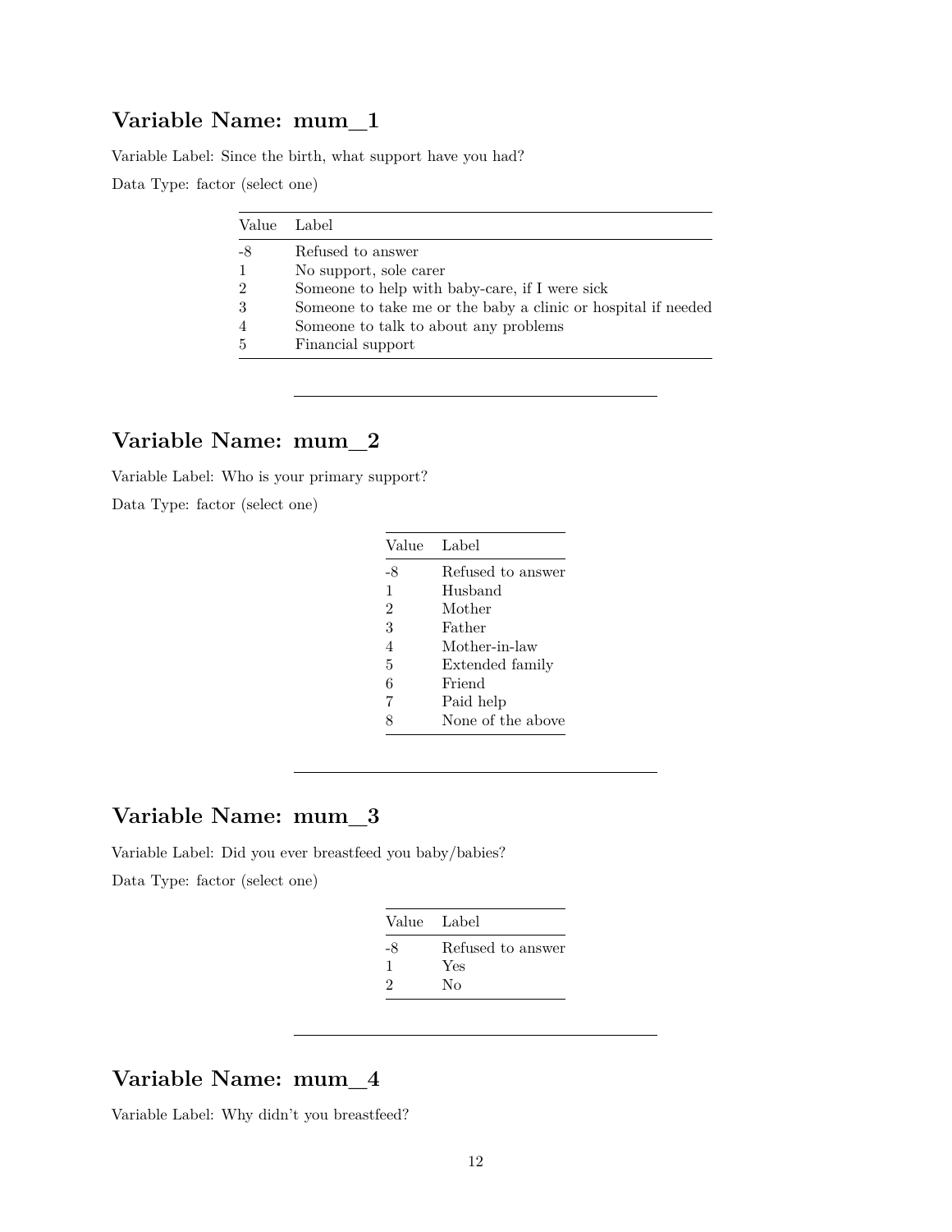## Variable Name: mum_1

Variable Label: Since the birth, what support have you had?

Data Type: factor (select one)

| Value | Label |
|---|---|
| -8 | Refused to answer |
| 1 | No support, sole carer |
| 2 | Someone to help with baby-care, if I were sick |
| 3 | Someone to take me or the baby a clinic or hospital if needed |
| 4 | Someone to talk to about any problems |
| 5 | Financial support |

---

## Variable Name: mum_2

Variable Label: Who is your primary support?

Data Type: factor (select one)

| Value | Label |
|---|---|
| -8 | Refused to answer |
| 1 | Husband |
| 2 | Mother |
| 3 | Father |
| 4 | Mother-in-law |
| 5 | Extended family |
| 6 | Friend |
| 7 | Paid help |
| 8 | None of the above |

---

## Variable Name: mum_3

Variable Label: Did you ever breastfeed you baby/babies?

Data Type: factor (select one)

| Value | Label |
|---|---|
| -8 | Refused to answer |
| 1 | Yes |
| 2 | No |

---

## Variable Name: mum_4

Variable Label: Why didn't you breastfeed?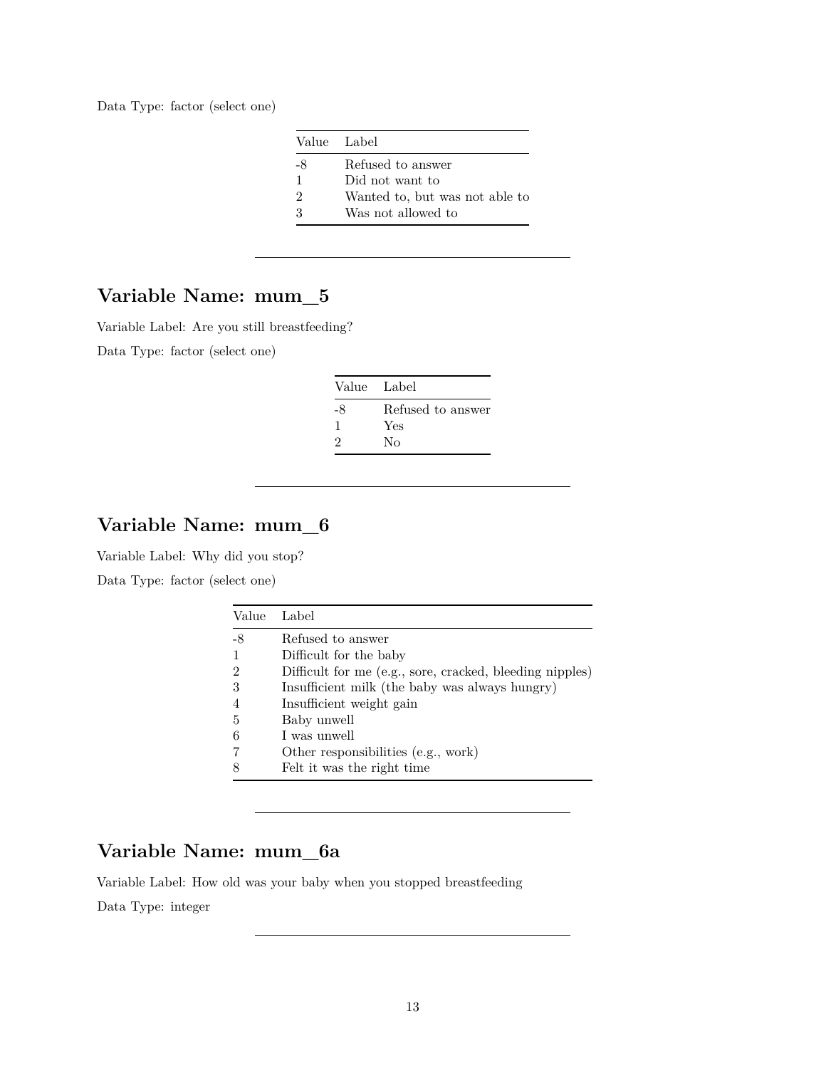Data Type: factor (select one)

| Value | Label |
| --- | --- |
| -8 | Refused to answer |
| 1 | Did not want to |
| 2 | Wanted to, but was not able to |
| 3 | Was not allowed to |

---

## Variable Name: mum_5

Variable Label: Are you still breastfeeding?

Data Type: factor (select one)

| Value | Label |
| --- | --- |
| -8 | Refused to answer |
| 1 | Yes |
| 2 | No |

---

## Variable Name: mum_6

Variable Label: Why did you stop?

Data Type: factor (select one)

| Value | Label |
| --- | --- |
| -8 | Refused to answer |
| 1 | Difficult for the baby |
| 2 | Difficult for me (e.g., sore, cracked, bleeding nipples) |
| 3 | Insufficient milk (the baby was always hungry) |
| 4 | Insufficient weight gain |
| 5 | Baby unwell |
| 6 | I was unwell |
| 7 | Other responsibilities (e.g., work) |
| 8 | Felt it was the right time |

---

## Variable Name: mum_6a

Variable Label: How old was your baby when you stopped breastfeeding

Data Type: integer

---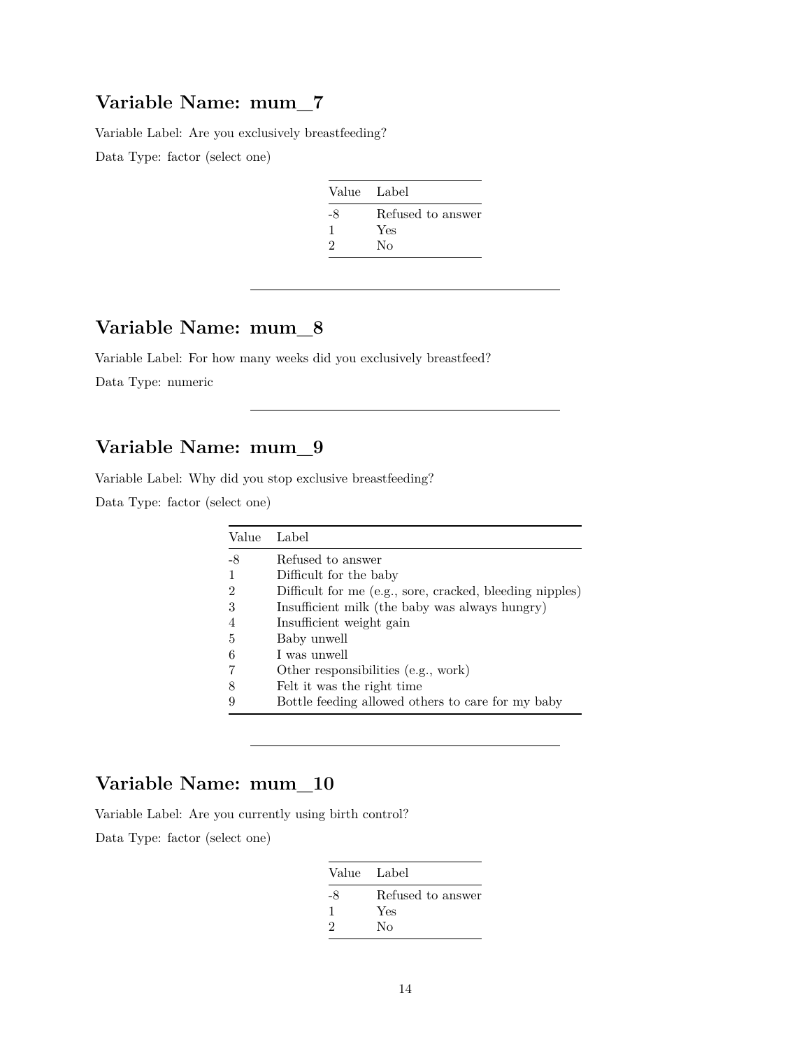## Variable Name: mum_7

Variable Label: Are you exclusively breastfeeding?

Data Type: factor (select one)

| Value | Label |
|---|---|
| -8 | Refused to answer |
| 1 | Yes |
| 2 | No |

---

## Variable Name: mum_8

Variable Label: For how many weeks did you exclusively breastfeed?

Data Type: numeric

---

## Variable Name: mum_9

Variable Label: Why did you stop exclusive breastfeeding?

Data Type: factor (select one)

| Value | Label |
|---|---|
| -8 | Refused to answer |
| 1 | Difficult for the baby |
| 2 | Difficult for me (e.g., sore, cracked, bleeding nipples) |
| 3 | Insufficient milk (the baby was always hungry) |
| 4 | Insufficient weight gain |
| 5 | Baby unwell |
| 6 | I was unwell |
| 7 | Other responsibilities (e.g., work) |
| 8 | Felt it was the right time |
| 9 | Bottle feeding allowed others to care for my baby |

---

## Variable Name: mum_10

Variable Label: Are you currently using birth control?

Data Type: factor (select one)

| Value | Label |
|---|---|
| -8 | Refused to answer |
| 1 | Yes |
| 2 | No |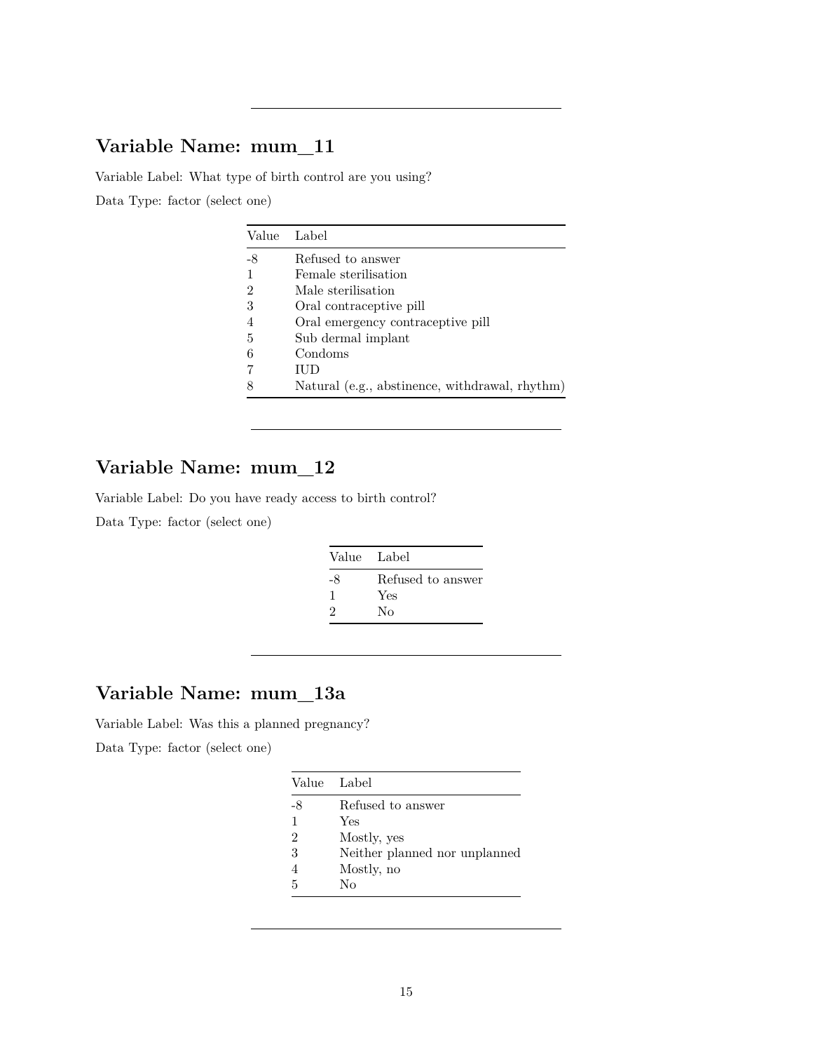---

## Variable Name: mum_11

Variable Label: What type of birth control are you using?

Data Type: factor (select one)

| Value | Label |
|---|---|
| -8 | Refused to answer |
| 1 | Female sterilisation |
| 2 | Male sterilisation |
| 3 | Oral contraceptive pill |
| 4 | Oral emergency contraceptive pill |
| 5 | Sub dermal implant |
| 6 | Condoms |
| 7 | IUD |
| 8 | Natural (e.g., abstinence, withdrawal, rhythm) |

---

## Variable Name: mum_12

Variable Label: Do you have ready access to birth control?

Data Type: factor (select one)

| Value | Label |
|---|---|
| -8 | Refused to answer |
| 1 | Yes |
| 2 | No |

---

## Variable Name: mum_13a

Variable Label: Was this a planned pregnancy?

Data Type: factor (select one)

| Value | Label |
|---|---|
| -8 | Refused to answer |
| 1 | Yes |
| 2 | Mostly, yes |
| 3 | Neither planned nor unplanned |
| 4 | Mostly, no |
| 5 | No |

---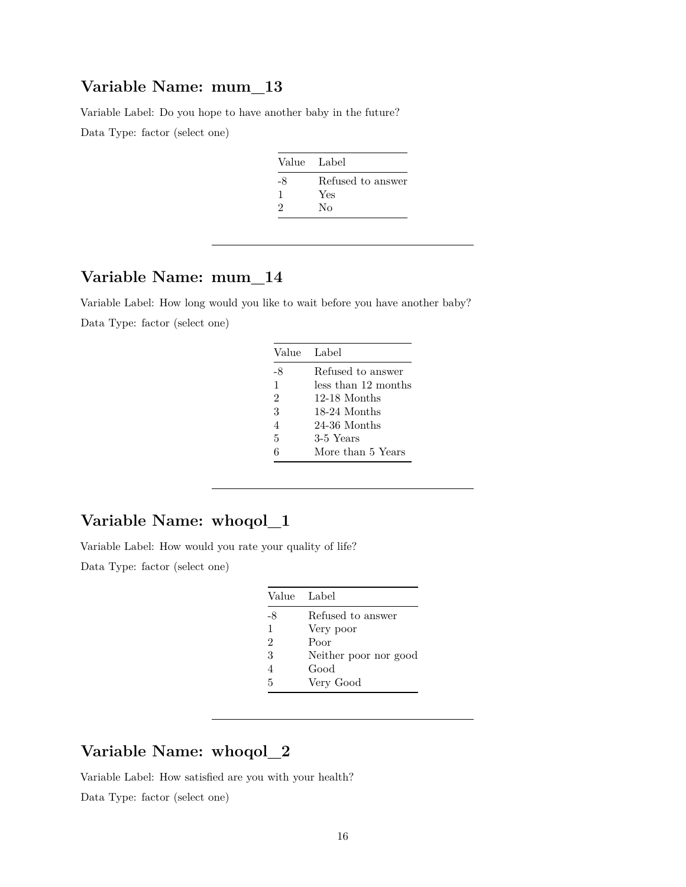## Variable Name: mum_13

Variable Label: Do you hope to have another baby in the future?

Data Type: factor (select one)

| Value | Label |
|---|---|
| -8 | Refused to answer |
| 1 | Yes |
| 2 | No |

---

## Variable Name: mum_14

Variable Label: How long would you like to wait before you have another baby?

Data Type: factor (select one)

| Value | Label |
|---|---|
| -8 | Refused to answer |
| 1 | less than 12 months |
| 2 | 12-18 Months |
| 3 | 18-24 Months |
| 4 | 24-36 Months |
| 5 | 3-5 Years |
| 6 | More than 5 Years |

---

## Variable Name: whoqol_1

Variable Label: How would you rate your quality of life?

Data Type: factor (select one)

| Value | Label |
|---|---|
| -8 | Refused to answer |
| 1 | Very poor |
| 2 | Poor |
| 3 | Neither poor nor good |
| 4 | Good |
| 5 | Very Good |

---

## Variable Name: whoqol_2

Variable Label: How satisfied are you with your health?

Data Type: factor (select one)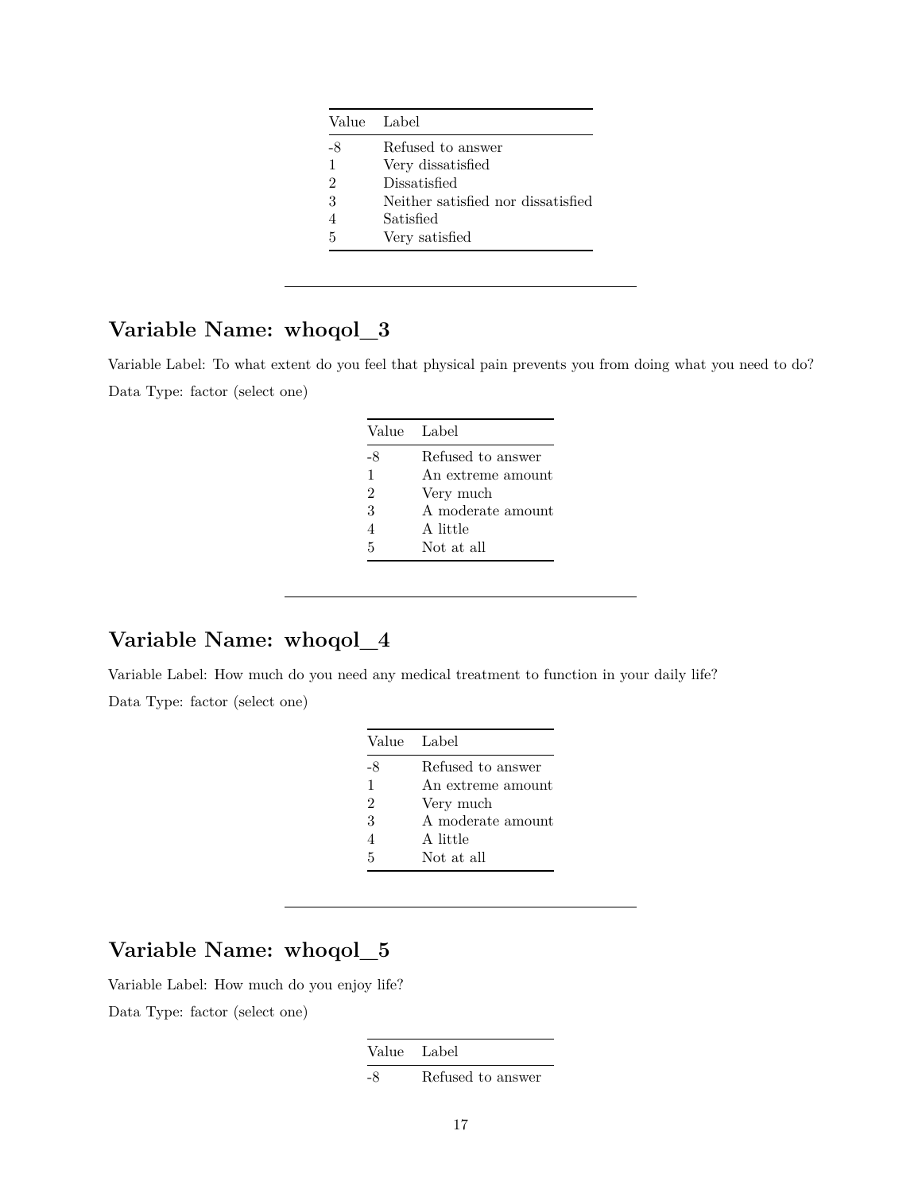| Value | Label |
|---|---|
| -8 | Refused to answer |
| 1 | Very dissatisfied |
| 2 | Dissatisfied |
| 3 | Neither satisfied nor dissatisfied |
| 4 | Satisfied |
| 5 | Very satisfied |

---

## Variable Name: whoqol_3

Variable Label: To what extent do you feel that physical pain prevents you from doing what you need to do?

Data Type: factor (select one)

| Value | Label |
|---|---|
| -8 | Refused to answer |
| 1 | An extreme amount |
| 2 | Very much |
| 3 | A moderate amount |
| 4 | A little |
| 5 | Not at all |

---

## Variable Name: whoqol_4

Variable Label: How much do you need any medical treatment to function in your daily life?

Data Type: factor (select one)

| Value | Label |
|---|---|
| -8 | Refused to answer |
| 1 | An extreme amount |
| 2 | Very much |
| 3 | A moderate amount |
| 4 | A little |
| 5 | Not at all |

---

## Variable Name: whoqol_5

Variable Label: How much do you enjoy life?

Data Type: factor (select one)

| Value | Label |
|---|---|
| -8 | Refused to answer |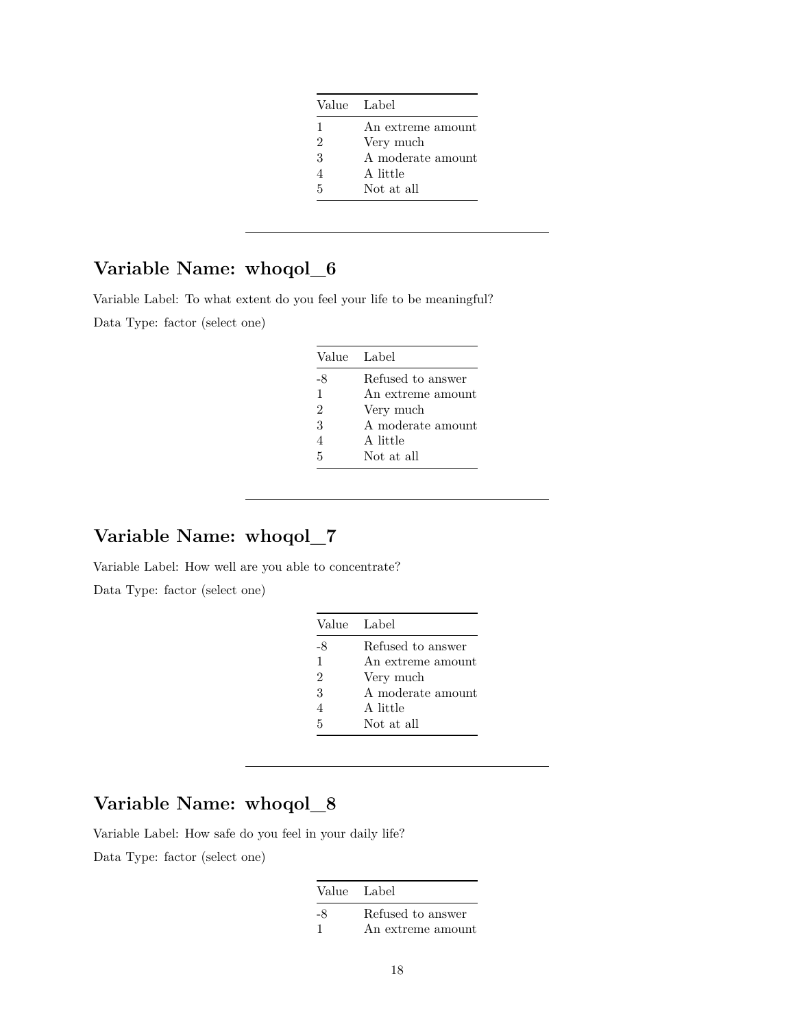| Value | Label |
|---|---|
| 1 | An extreme amount |
| 2 | Very much |
| 3 | A moderate amount |
| 4 | A little |
| 5 | Not at all |

---

## Variable Name: whoqol_6

Variable Label: To what extent do you feel your life to be meaningful?

Data Type: factor (select one)

| Value | Label |
|---|---|
| -8 | Refused to answer |
| 1 | An extreme amount |
| 2 | Very much |
| 3 | A moderate amount |
| 4 | A little |
| 5 | Not at all |

---

## Variable Name: whoqol_7

Variable Label: How well are you able to concentrate?

Data Type: factor (select one)

| Value | Label |
|---|---|
| -8 | Refused to answer |
| 1 | An extreme amount |
| 2 | Very much |
| 3 | A moderate amount |
| 4 | A little |
| 5 | Not at all |

---

## Variable Name: whoqol_8

Variable Label: How safe do you feel in your daily life?

Data Type: factor (select one)

| Value | Label |
|---|---|
| -8 | Refused to answer |
| 1 | An extreme amount |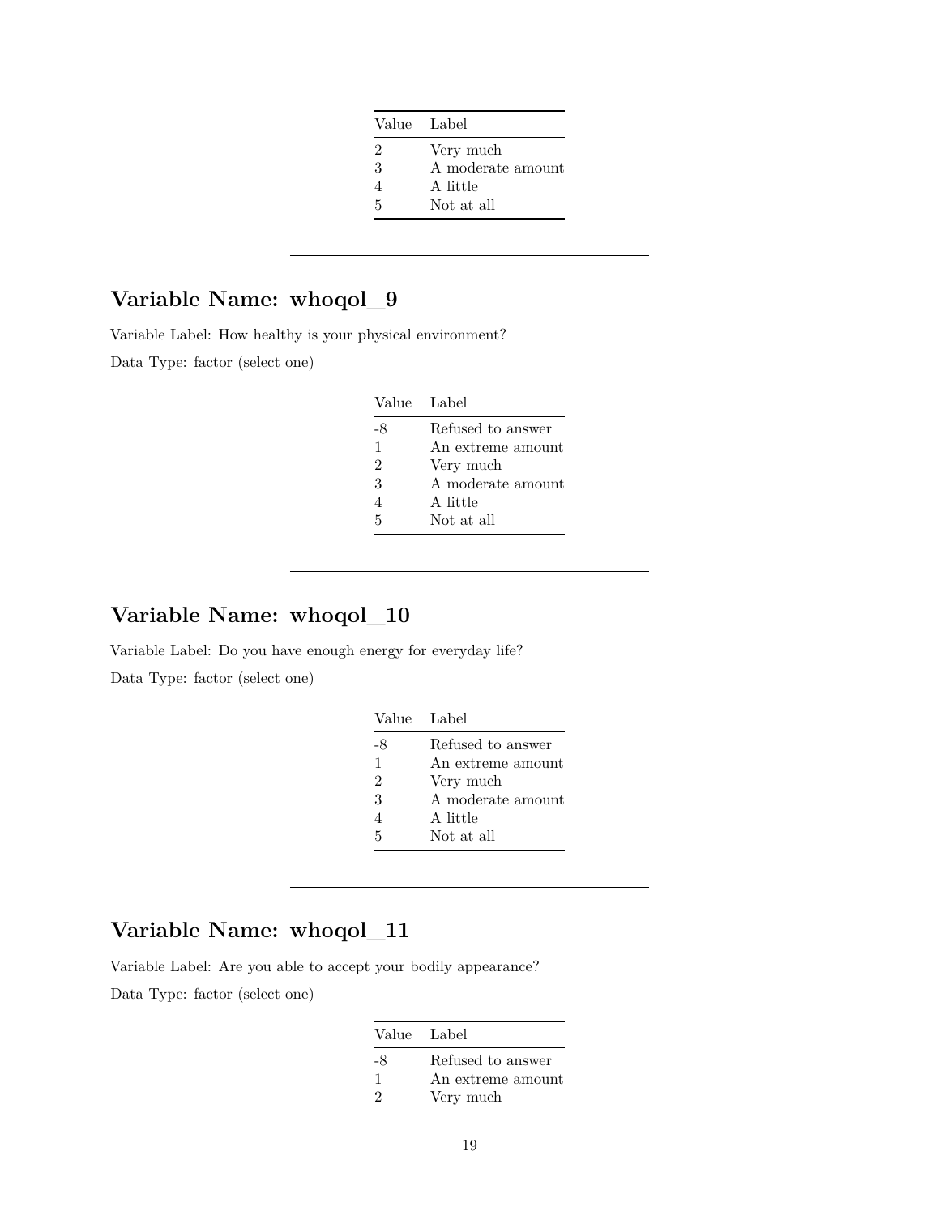| Value | Label |
|---|---|
| 2 | Very much |
| 3 | A moderate amount |
| 4 | A little |
| 5 | Not at all |

---

## Variable Name: whoqol_9

Variable Label: How healthy is your physical environment?

Data Type: factor (select one)

| Value | Label |
|---|---|
| -8 | Refused to answer |
| 1 | An extreme amount |
| 2 | Very much |
| 3 | A moderate amount |
| 4 | A little |
| 5 | Not at all |

---

## Variable Name: whoqol_10

Variable Label: Do you have enough energy for everyday life?

Data Type: factor (select one)

| Value | Label |
|---|---|
| -8 | Refused to answer |
| 1 | An extreme amount |
| 2 | Very much |
| 3 | A moderate amount |
| 4 | A little |
| 5 | Not at all |

---

## Variable Name: whoqol_11

Variable Label: Are you able to accept your bodily appearance?

Data Type: factor (select one)

| Value | Label |
|---|---|
| -8 | Refused to answer |
| 1 | An extreme amount |
| 2 | Very much |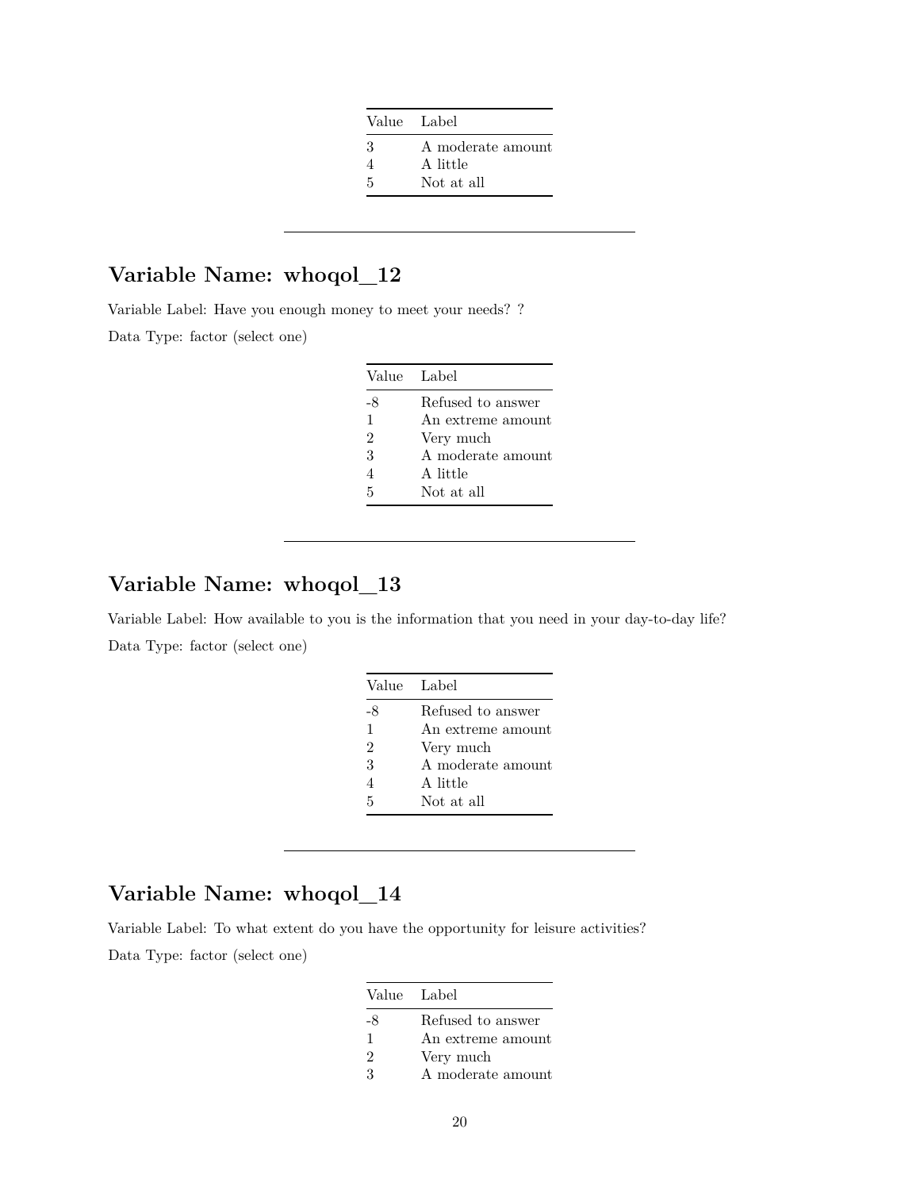| Value | Label |
| --- | --- |
| 3 | A moderate amount |
| 4 | A little |
| 5 | Not at all |

---

## Variable Name: whoqol_12

Variable Label: Have you enough money to meet your needs? ?

Data Type: factor (select one)

| Value | Label |
| --- | --- |
| -8 | Refused to answer |
| 1 | An extreme amount |
| 2 | Very much |
| 3 | A moderate amount |
| 4 | A little |
| 5 | Not at all |

---

## Variable Name: whoqol_13

Variable Label: How available to you is the information that you need in your day-to-day life?

Data Type: factor (select one)

| Value | Label |
| --- | --- |
| -8 | Refused to answer |
| 1 | An extreme amount |
| 2 | Very much |
| 3 | A moderate amount |
| 4 | A little |
| 5 | Not at all |

---

## Variable Name: whoqol_14

Variable Label: To what extent do you have the opportunity for leisure activities?

Data Type: factor (select one)

| Value | Label |
| --- | --- |
| -8 | Refused to answer |
| 1 | An extreme amount |
| 2 | Very much |
| 3 | A moderate amount |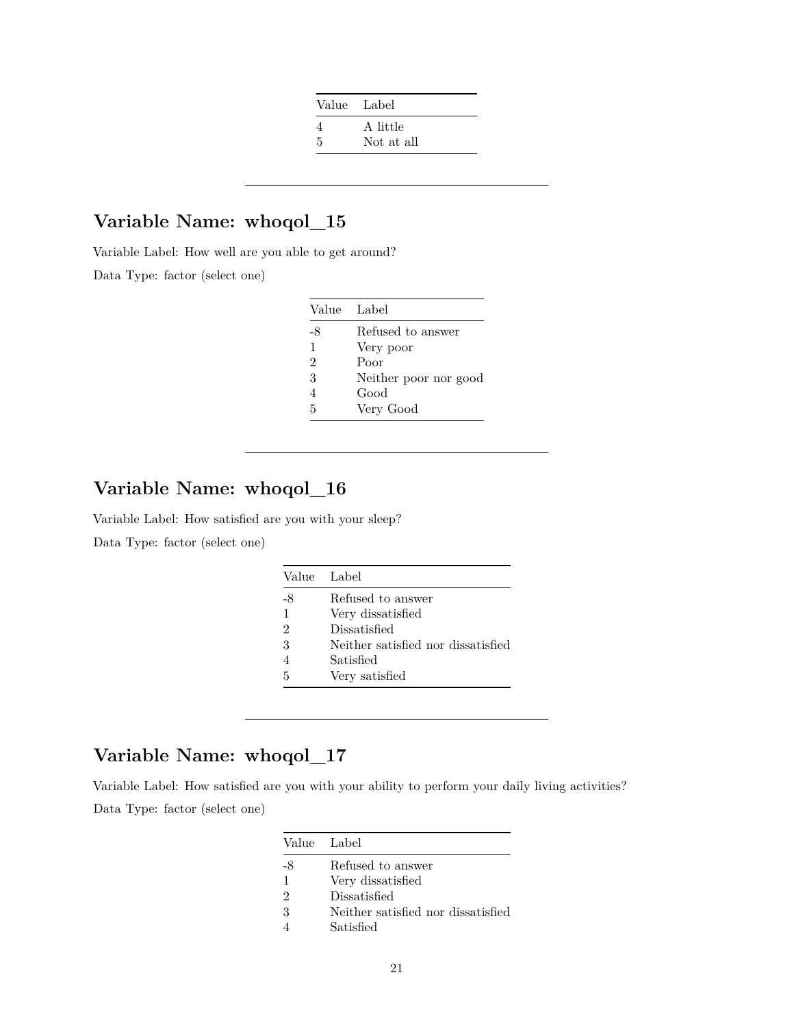| Value | Label |
|---|---|
| 4 | A little |
| 5 | Not at all |

---

## Variable Name: whoqol_15

Variable Label: How well are you able to get around?

Data Type: factor (select one)

| Value | Label |
|---|---|
| -8 | Refused to answer |
| 1 | Very poor |
| 2 | Poor |
| 3 | Neither poor nor good |
| 4 | Good |
| 5 | Very Good |

---

## Variable Name: whoqol_16

Variable Label: How satisfied are you with your sleep?

Data Type: factor (select one)

| Value | Label |
|---|---|
| -8 | Refused to answer |
| 1 | Very dissatisfied |
| 2 | Dissatisfied |
| 3 | Neither satisfied nor dissatisfied |
| 4 | Satisfied |
| 5 | Very satisfied |

---

## Variable Name: whoqol_17

Variable Label: How satisfied are you with your ability to perform your daily living activities?

Data Type: factor (select one)

| Value | Label |
|---|---|
| -8 | Refused to answer |
| 1 | Very dissatisfied |
| 2 | Dissatisfied |
| 3 | Neither satisfied nor dissatisfied |
| 4 | Satisfied |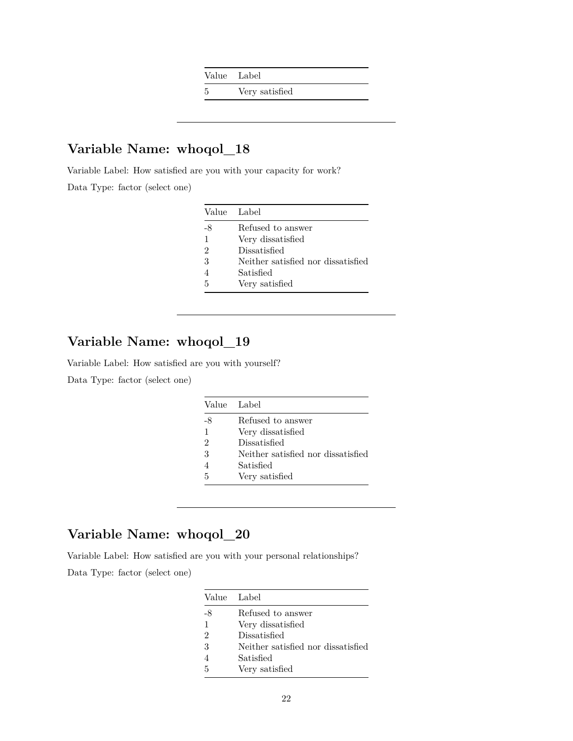| Value | Label |
|---|---|
| 5 | Very satisfied |

---

## Variable Name: whoqol_18

Variable Label: How satisfied are you with your capacity for work?

Data Type: factor (select one)

| Value | Label |
|---|---|
| -8 | Refused to answer |
| 1 | Very dissatisfied |
| 2 | Dissatisfied |
| 3 | Neither satisfied nor dissatisfied |
| 4 | Satisfied |
| 5 | Very satisfied |

---

## Variable Name: whoqol_19

Variable Label: How satisfied are you with yourself?

Data Type: factor (select one)

| Value | Label |
|---|---|
| -8 | Refused to answer |
| 1 | Very dissatisfied |
| 2 | Dissatisfied |
| 3 | Neither satisfied nor dissatisfied |
| 4 | Satisfied |
| 5 | Very satisfied |

---

## Variable Name: whoqol_20

Variable Label: How satisfied are you with your personal relationships?

Data Type: factor (select one)

| Value | Label |
|---|---|
| -8 | Refused to answer |
| 1 | Very dissatisfied |
| 2 | Dissatisfied |
| 3 | Neither satisfied nor dissatisfied |
| 4 | Satisfied |
| 5 | Very satisfied |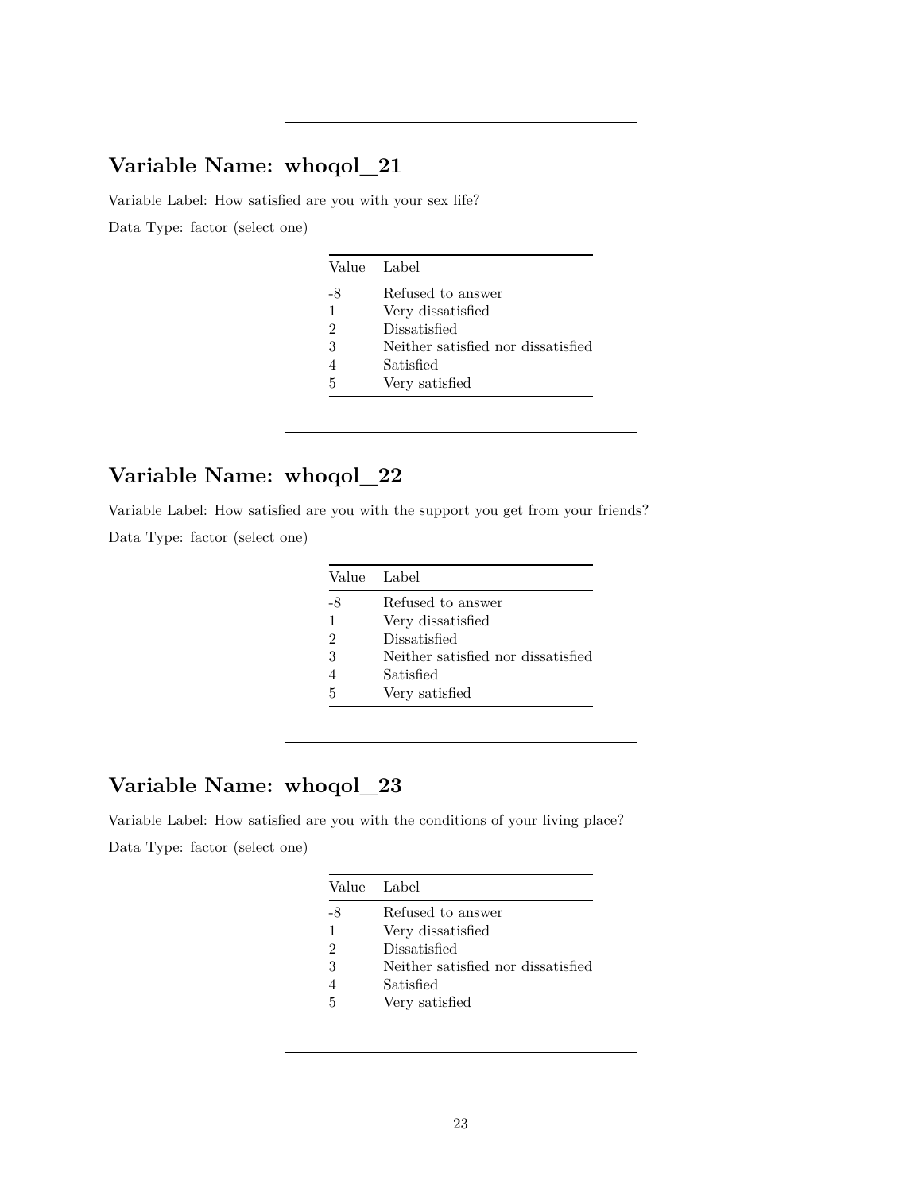---

## Variable Name: whoqol_21

Variable Label: How satisfied are you with your sex life?

Data Type: factor (select one)

| Value | Label |
|---|---|
| -8 | Refused to answer |
| 1 | Very dissatisfied |
| 2 | Dissatisfied |
| 3 | Neither satisfied nor dissatisfied |
| 4 | Satisfied |
| 5 | Very satisfied |

---

## Variable Name: whoqol_22

Variable Label: How satisfied are you with the support you get from your friends?

Data Type: factor (select one)

| Value | Label |
|---|---|
| -8 | Refused to answer |
| 1 | Very dissatisfied |
| 2 | Dissatisfied |
| 3 | Neither satisfied nor dissatisfied |
| 4 | Satisfied |
| 5 | Very satisfied |

---

## Variable Name: whoqol_23

Variable Label: How satisfied are you with the conditions of your living place?

Data Type: factor (select one)

| Value | Label |
|---|---|
| -8 | Refused to answer |
| 1 | Very dissatisfied |
| 2 | Dissatisfied |
| 3 | Neither satisfied nor dissatisfied |
| 4 | Satisfied |
| 5 | Very satisfied |

---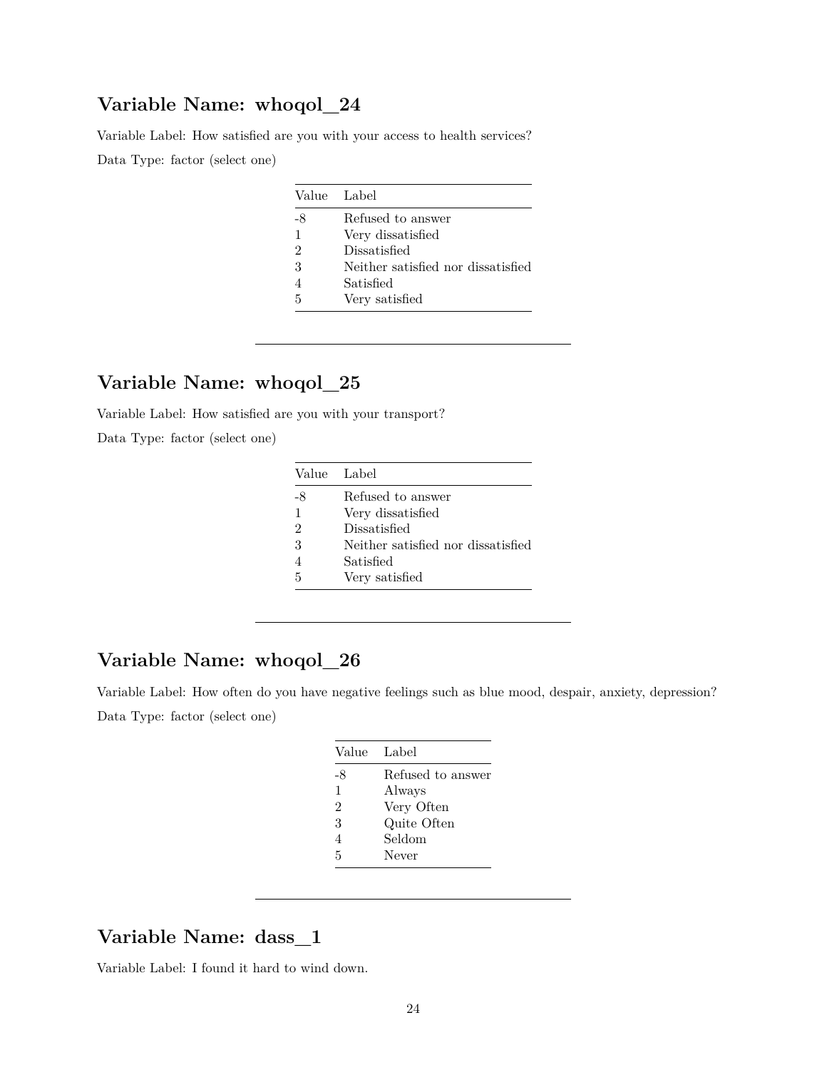## Variable Name: whoqol_24

Variable Label: How satisfied are you with your access to health services?

Data Type: factor (select one)

| Value | Label |
|---|---|
| -8 | Refused to answer |
| 1 | Very dissatisfied |
| 2 | Dissatisfied |
| 3 | Neither satisfied nor dissatisfied |
| 4 | Satisfied |
| 5 | Very satisfied |

---

## Variable Name: whoqol_25

Variable Label: How satisfied are you with your transport?

Data Type: factor (select one)

| Value | Label |
|---|---|
| -8 | Refused to answer |
| 1 | Very dissatisfied |
| 2 | Dissatisfied |
| 3 | Neither satisfied nor dissatisfied |
| 4 | Satisfied |
| 5 | Very satisfied |

---

## Variable Name: whoqol_26

Variable Label: How often do you have negative feelings such as blue mood, despair, anxiety, depression?

Data Type: factor (select one)

| Value | Label |
|---|---|
| -8 | Refused to answer |
| 1 | Always |
| 2 | Very Often |
| 3 | Quite Often |
| 4 | Seldom |
| 5 | Never |

---

## Variable Name: dass_1

Variable Label: I found it hard to wind down.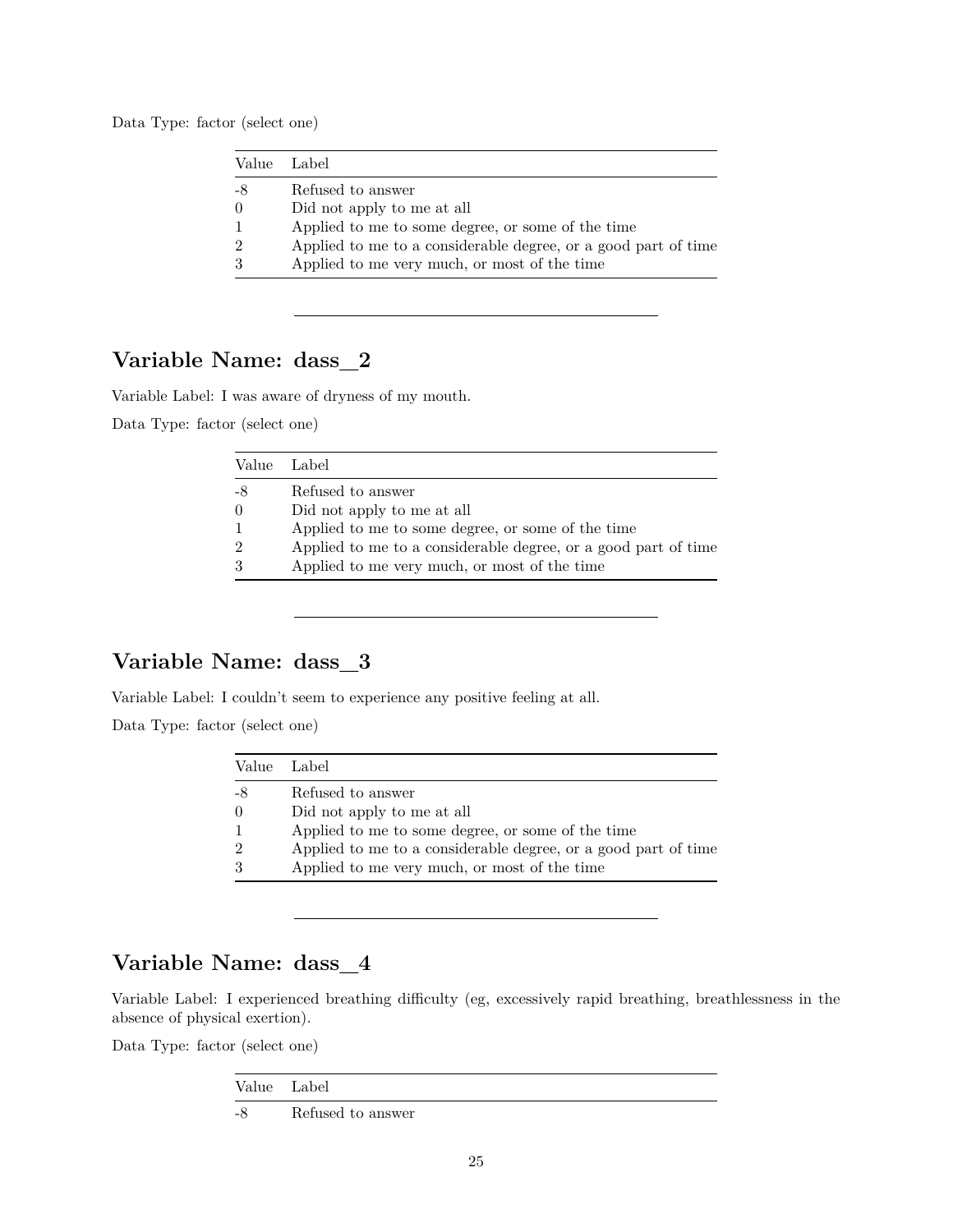Data Type: factor (select one)

| Value | Label |
|---|---|
| -8 | Refused to answer |
| 0 | Did not apply to me at all |
| 1 | Applied to me to some degree, or some of the time |
| 2 | Applied to me to a considerable degree, or a good part of time |
| 3 | Applied to me very much, or most of the time |

---

## Variable Name: dass_2

Variable Label: I was aware of dryness of my mouth.

Data Type: factor (select one)

| Value | Label |
|---|---|
| -8 | Refused to answer |
| 0 | Did not apply to me at all |
| 1 | Applied to me to some degree, or some of the time |
| 2 | Applied to me to a considerable degree, or a good part of time |
| 3 | Applied to me very much, or most of the time |

---

## Variable Name: dass_3

Variable Label: I couldn't seem to experience any positive feeling at all.

Data Type: factor (select one)

| Value | Label |
|---|---|
| -8 | Refused to answer |
| 0 | Did not apply to me at all |
| 1 | Applied to me to some degree, or some of the time |
| 2 | Applied to me to a considerable degree, or a good part of time |
| 3 | Applied to me very much, or most of the time |

---

## Variable Name: dass_4

Variable Label: I experienced breathing difficulty (eg, excessively rapid breathing, breathlessness in the absence of physical exertion).

Data Type: factor (select one)

| Value | Label |
|---|---|
| -8 | Refused to answer |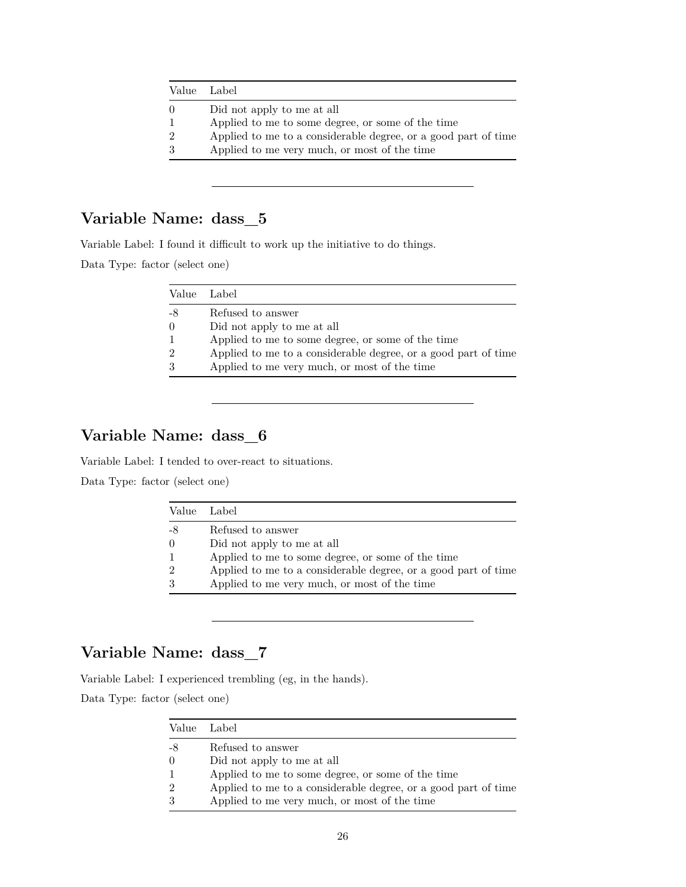| Value | Label |
|---|---|
| 0 | Did not apply to me at all |
| 1 | Applied to me to some degree, or some of the time |
| 2 | Applied to me to a considerable degree, or a good part of time |
| 3 | Applied to me very much, or most of the time |

---

## Variable Name: dass_5

Variable Label: I found it difficult to work up the initiative to do things.

Data Type: factor (select one)

| Value | Label |
|---|---|
| -8 | Refused to answer |
| 0 | Did not apply to me at all |
| 1 | Applied to me to some degree, or some of the time |
| 2 | Applied to me to a considerable degree, or a good part of time |
| 3 | Applied to me very much, or most of the time |

---

## Variable Name: dass_6

Variable Label: I tended to over-react to situations.

Data Type: factor (select one)

| Value | Label |
|---|---|
| -8 | Refused to answer |
| 0 | Did not apply to me at all |
| 1 | Applied to me to some degree, or some of the time |
| 2 | Applied to me to a considerable degree, or a good part of time |
| 3 | Applied to me very much, or most of the time |

---

## Variable Name: dass_7

Variable Label: I experienced trembling (eg, in the hands).

Data Type: factor (select one)

| Value | Label |
|---|---|
| -8 | Refused to answer |
| 0 | Did not apply to me at all |
| 1 | Applied to me to some degree, or some of the time |
| 2 | Applied to me to a considerable degree, or a good part of time |
| 3 | Applied to me very much, or most of the time |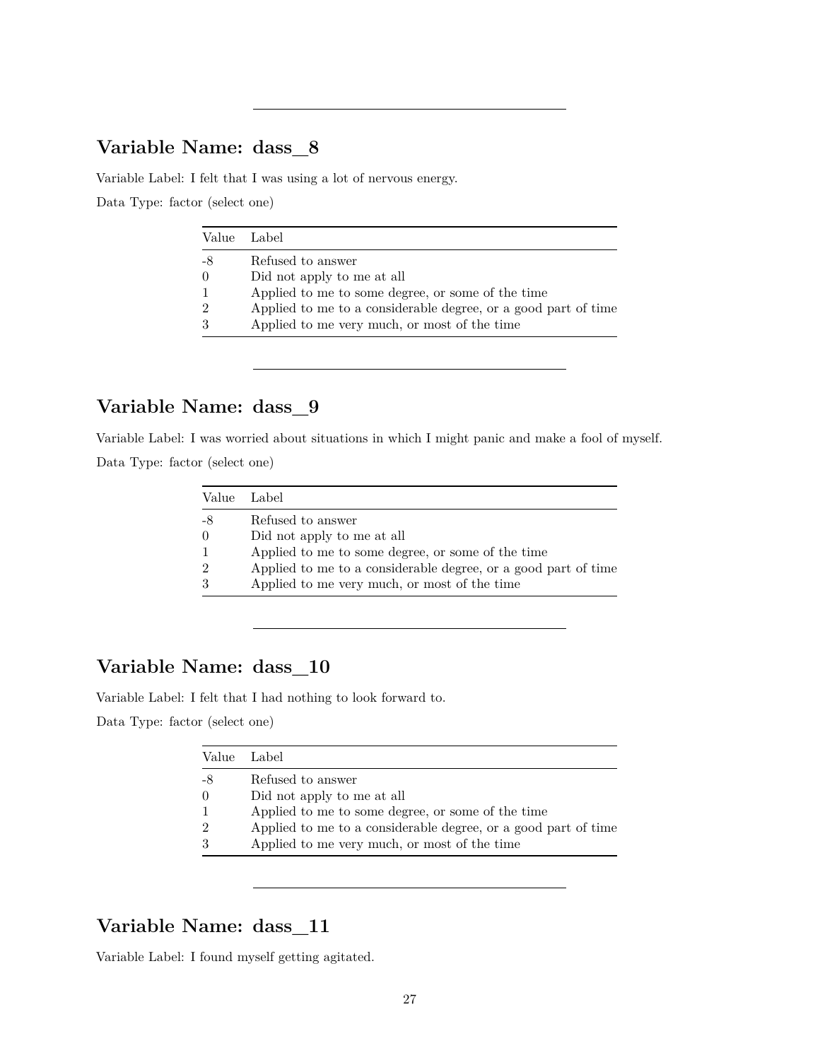---

## Variable Name: dass_8

Variable Label: I felt that I was using a lot of nervous energy.

Data Type: factor (select one)

| Value | Label |
|---|---|
| -8 | Refused to answer |
| 0 | Did not apply to me at all |
| 1 | Applied to me to some degree, or some of the time |
| 2 | Applied to me to a considerable degree, or a good part of time |
| 3 | Applied to me very much, or most of the time |

---

## Variable Name: dass_9

Variable Label: I was worried about situations in which I might panic and make a fool of myself.

Data Type: factor (select one)

| Value | Label |
|---|---|
| -8 | Refused to answer |
| 0 | Did not apply to me at all |
| 1 | Applied to me to some degree, or some of the time |
| 2 | Applied to me to a considerable degree, or a good part of time |
| 3 | Applied to me very much, or most of the time |

---

## Variable Name: dass_10

Variable Label: I felt that I had nothing to look forward to.

Data Type: factor (select one)

| Value | Label |
|---|---|
| -8 | Refused to answer |
| 0 | Did not apply to me at all |
| 1 | Applied to me to some degree, or some of the time |
| 2 | Applied to me to a considerable degree, or a good part of time |
| 3 | Applied to me very much, or most of the time |

---

## Variable Name: dass_11

Variable Label: I found myself getting agitated.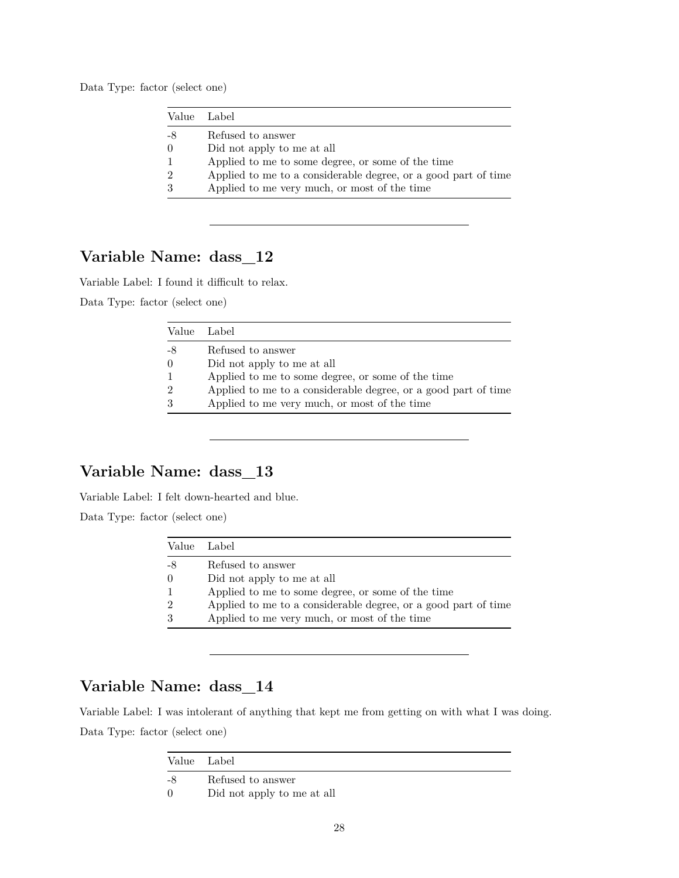Data Type: factor (select one)

| Value | Label |
|---|---|
| -8 | Refused to answer |
| 0 | Did not apply to me at all |
| 1 | Applied to me to some degree, or some of the time |
| 2 | Applied to me to a considerable degree, or a good part of time |
| 3 | Applied to me very much, or most of the time |

---

## Variable Name: dass_12

Variable Label: I found it difficult to relax.

Data Type: factor (select one)

| Value | Label |
|---|---|
| -8 | Refused to answer |
| 0 | Did not apply to me at all |
| 1 | Applied to me to some degree, or some of the time |
| 2 | Applied to me to a considerable degree, or a good part of time |
| 3 | Applied to me very much, or most of the time |

---

## Variable Name: dass_13

Variable Label: I felt down-hearted and blue.

Data Type: factor (select one)

| Value | Label |
|---|---|
| -8 | Refused to answer |
| 0 | Did not apply to me at all |
| 1 | Applied to me to some degree, or some of the time |
| 2 | Applied to me to a considerable degree, or a good part of time |
| 3 | Applied to me very much, or most of the time |

---

## Variable Name: dass_14

Variable Label: I was intolerant of anything that kept me from getting on with what I was doing.

Data Type: factor (select one)

| Value | Label |
|---|---|
| -8 | Refused to answer |
| 0 | Did not apply to me at all |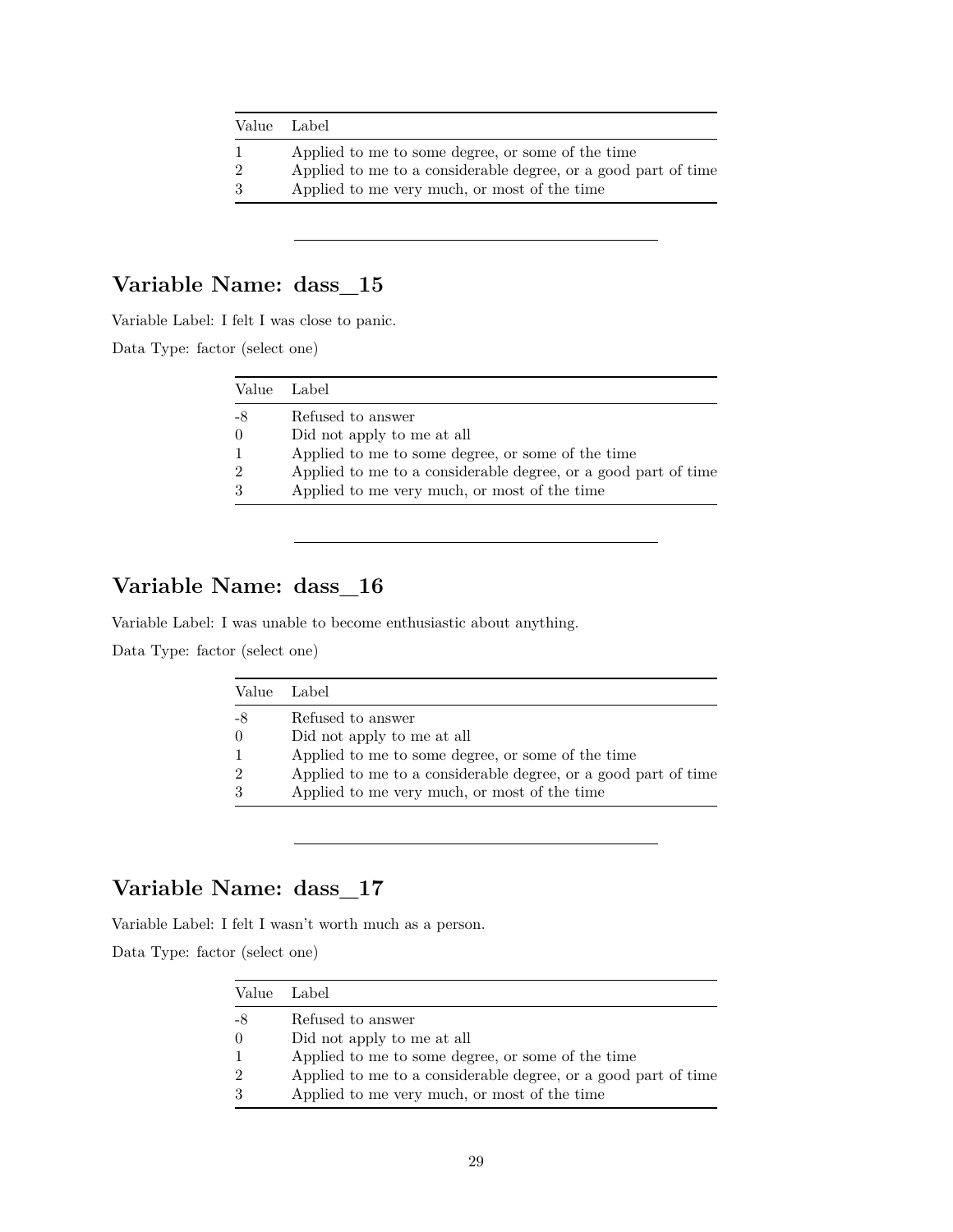| Value | Label |
|---|---|
| 1 | Applied to me to some degree, or some of the time |
| 2 | Applied to me to a considerable degree, or a good part of time |
| 3 | Applied to me very much, or most of the time |

---

## Variable Name: dass_15

Variable Label: I felt I was close to panic.

Data Type: factor (select one)

| Value | Label |
|---|---|
| -8 | Refused to answer |
| 0 | Did not apply to me at all |
| 1 | Applied to me to some degree, or some of the time |
| 2 | Applied to me to a considerable degree, or a good part of time |
| 3 | Applied to me very much, or most of the time |

---

## Variable Name: dass_16

Variable Label: I was unable to become enthusiastic about anything.

Data Type: factor (select one)

| Value | Label |
|---|---|
| -8 | Refused to answer |
| 0 | Did not apply to me at all |
| 1 | Applied to me to some degree, or some of the time |
| 2 | Applied to me to a considerable degree, or a good part of time |
| 3 | Applied to me very much, or most of the time |

---

## Variable Name: dass_17

Variable Label: I felt I wasn't worth much as a person.

Data Type: factor (select one)

| Value | Label |
|---|---|
| -8 | Refused to answer |
| 0 | Did not apply to me at all |
| 1 | Applied to me to some degree, or some of the time |
| 2 | Applied to me to a considerable degree, or a good part of time |
| 3 | Applied to me very much, or most of the time |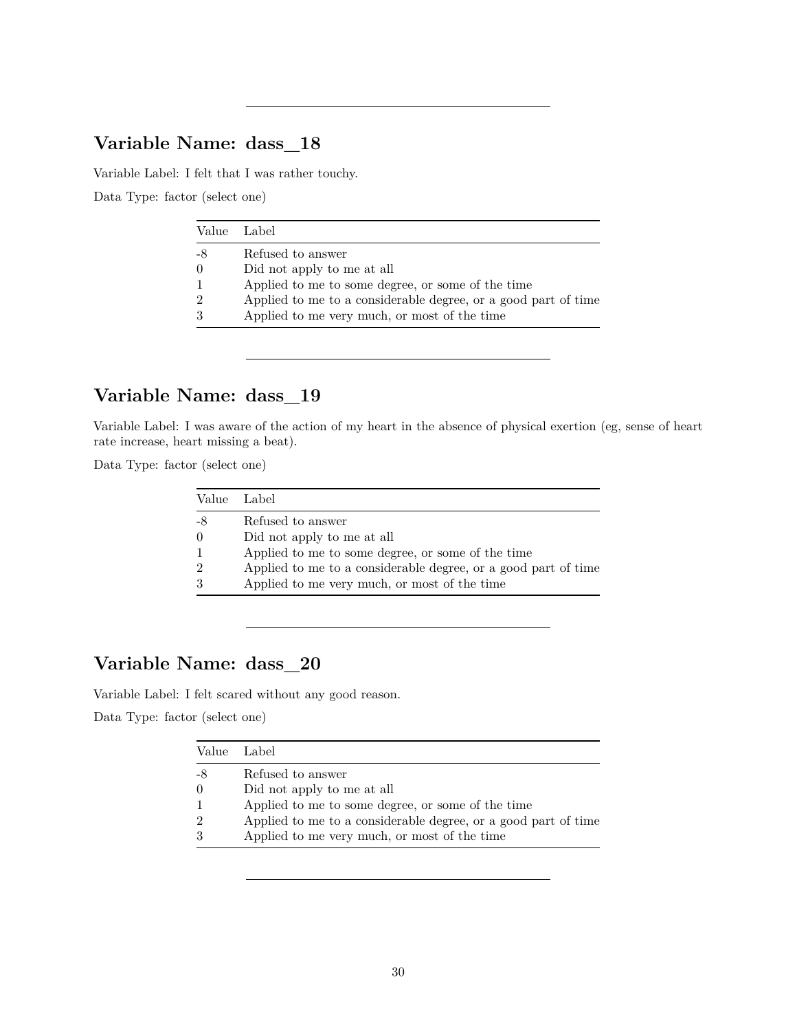---

## Variable Name: dass_18

Variable Label: I felt that I was rather touchy.

Data Type: factor (select one)

| Value | Label |
|---|---|
| -8 | Refused to answer |
| 0 | Did not apply to me at all |
| 1 | Applied to me to some degree, or some of the time |
| 2 | Applied to me to a considerable degree, or a good part of time |
| 3 | Applied to me very much, or most of the time |

---

## Variable Name: dass_19

Variable Label: I was aware of the action of my heart in the absence of physical exertion (eg, sense of heart rate increase, heart missing a beat).

Data Type: factor (select one)

| Value | Label |
|---|---|
| -8 | Refused to answer |
| 0 | Did not apply to me at all |
| 1 | Applied to me to some degree, or some of the time |
| 2 | Applied to me to a considerable degree, or a good part of time |
| 3 | Applied to me very much, or most of the time |

---

## Variable Name: dass_20

Variable Label: I felt scared without any good reason.

Data Type: factor (select one)

| Value | Label |
|---|---|
| -8 | Refused to answer |
| 0 | Did not apply to me at all |
| 1 | Applied to me to some degree, or some of the time |
| 2 | Applied to me to a considerable degree, or a good part of time |
| 3 | Applied to me very much, or most of the time |

---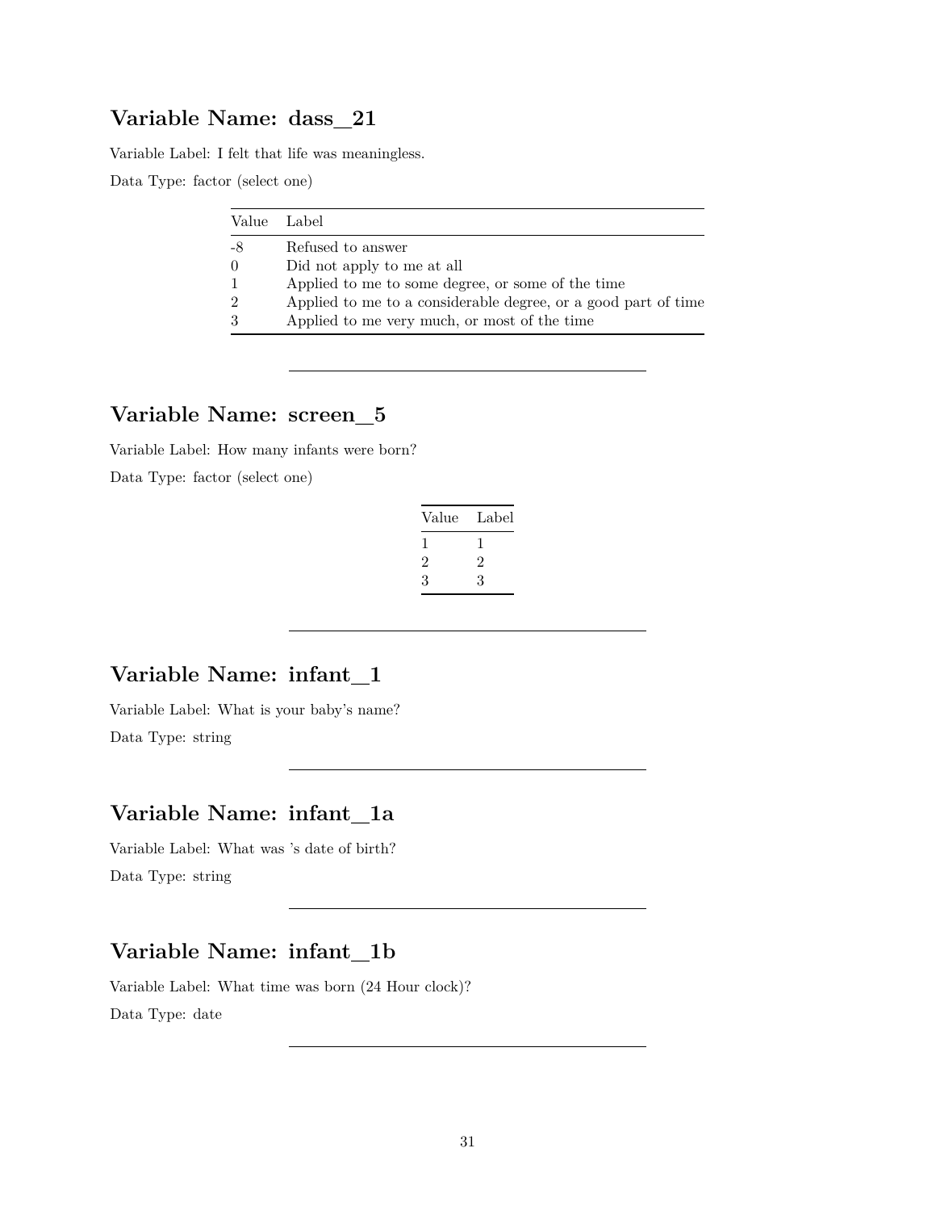## Variable Name: dass_21

Variable Label: I felt that life was meaningless.

Data Type: factor (select one)

| Value | Label |
|---|---|
| -8 | Refused to answer |
| 0 | Did not apply to me at all |
| 1 | Applied to me to some degree, or some of the time |
| 2 | Applied to me to a considerable degree, or a good part of time |
| 3 | Applied to me very much, or most of the time |

---

## Variable Name: screen_5

Variable Label: How many infants were born?

Data Type: factor (select one)

| Value | Label |
|---|---|
| 1 | 1 |
| 2 | 2 |
| 3 | 3 |

---

## Variable Name: infant_1

Variable Label: What is your baby's name?

Data Type: string

---

## Variable Name: infant_1a

Variable Label: What was 's date of birth?

Data Type: string

---

## Variable Name: infant_1b

Variable Label: What time was born (24 Hour clock)?

Data Type: date

---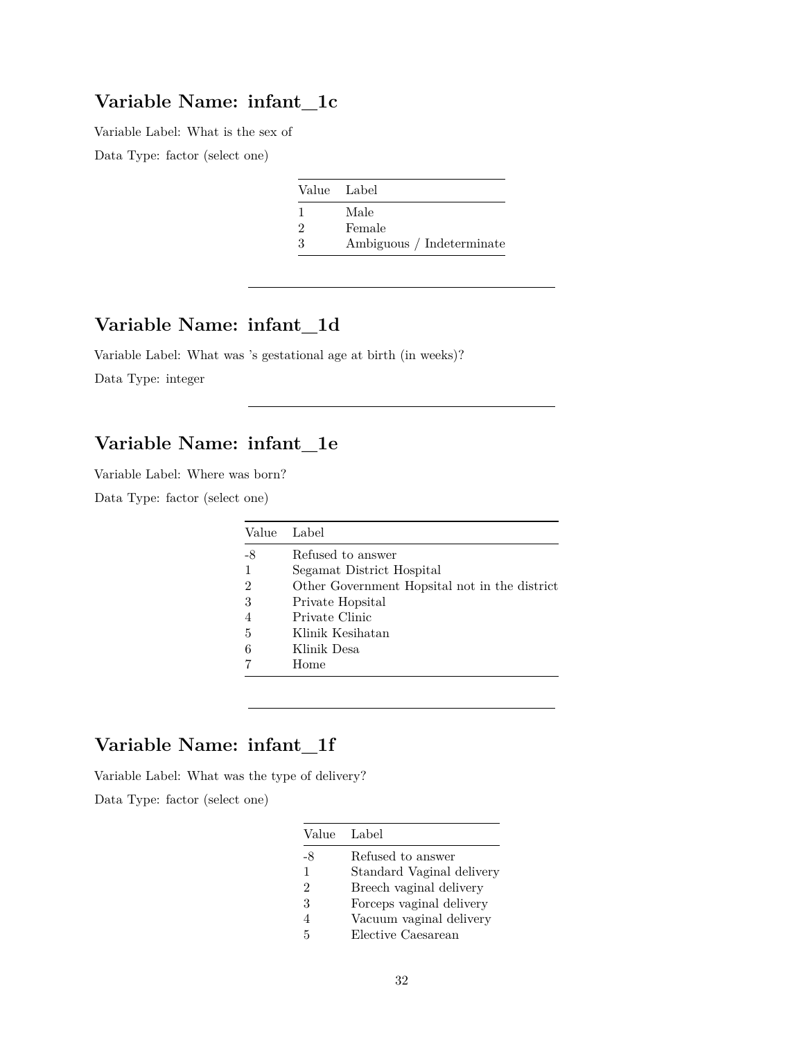## Variable Name: infant_1c

Variable Label: What is the sex of

Data Type: factor (select one)

| Value | Label |
|---|---|
| 1 | Male |
| 2 | Female |
| 3 | Ambiguous / Indeterminate |

---

## Variable Name: infant_1d

Variable Label: What was 's gestational age at birth (in weeks)?

Data Type: integer

---

## Variable Name: infant_1e

Variable Label: Where was born?

Data Type: factor (select one)

| Value | Label |
|---|---|
| -8 | Refused to answer |
| 1 | Segamat District Hospital |
| 2 | Other Government Hopsital not in the district |
| 3 | Private Hopsital |
| 4 | Private Clinic |
| 5 | Klinik Kesihatan |
| 6 | Klinik Desa |
| 7 | Home |

---

## Variable Name: infant_1f

Variable Label: What was the type of delivery?

Data Type: factor (select one)

| Value | Label |
|---|---|
| -8 | Refused to answer |
| 1 | Standard Vaginal delivery |
| 2 | Breech vaginal delivery |
| 3 | Forceps vaginal delivery |
| 4 | Vacuum vaginal delivery |
| 5 | Elective Caesarean |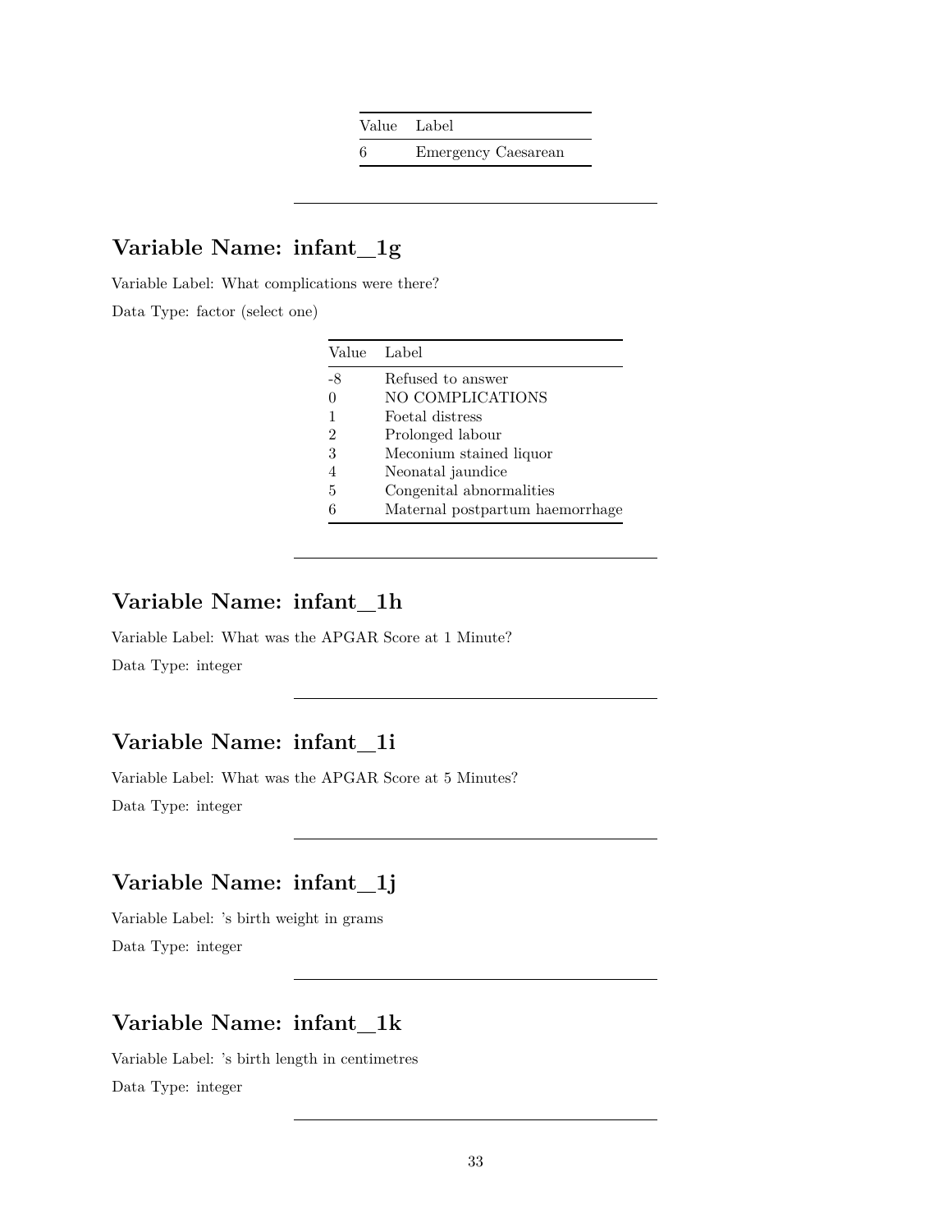| Value | Label |
|---|---|
| 6 | Emergency Caesarean |

---

## Variable Name: infant_1g

Variable Label: What complications were there?

Data Type: factor (select one)

| Value | Label |
|---|---|
| -8 | Refused to answer |
| 0 | NO COMPLICATIONS |
| 1 | Foetal distress |
| 2 | Prolonged labour |
| 3 | Meconium stained liquor |
| 4 | Neonatal jaundice |
| 5 | Congenital abnormalities |
| 6 | Maternal postpartum haemorrhage |

---

## Variable Name: infant_1h

Variable Label: What was the APGAR Score at 1 Minute?

Data Type: integer

---

## Variable Name: infant_1i

Variable Label: What was the APGAR Score at 5 Minutes?

Data Type: integer

---

## Variable Name: infant_1j

Variable Label: 's birth weight in grams

Data Type: integer

---

## Variable Name: infant_1k

Variable Label: 's birth length in centimetres

Data Type: integer

---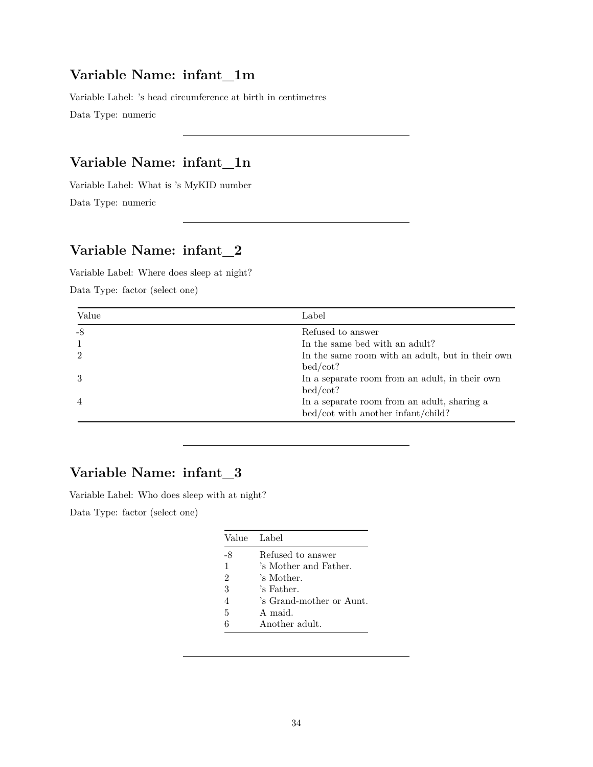## Variable Name: infant_1m

Variable Label: 's head circumference at birth in centimetres

Data Type: numeric

---

## Variable Name: infant_1n

Variable Label: What is 's MyKID number

Data Type: numeric

---

## Variable Name: infant_2

Variable Label: Where does sleep at night?

Data Type: factor (select one)

| Value | Label |
|---|---|
| -8 | Refused to answer |
| 1 | In the same bed with an adult? |
| 2 | In the same room with an adult, but in their own bed/cot? |
| 3 | In a separate room from an adult, in their own bed/cot? |
| 4 | In a separate room from an adult, sharing a bed/cot with another infant/child? |

---

## Variable Name: infant_3

Variable Label: Who does sleep with at night?

Data Type: factor (select one)

| Value | Label |
|---|---|
| -8 | Refused to answer |
| 1 | 's Mother and Father. |
| 2 | 's Mother. |
| 3 | 's Father. |
| 4 | 's Grand-mother or Aunt. |
| 5 | A maid. |
| 6 | Another adult. |

---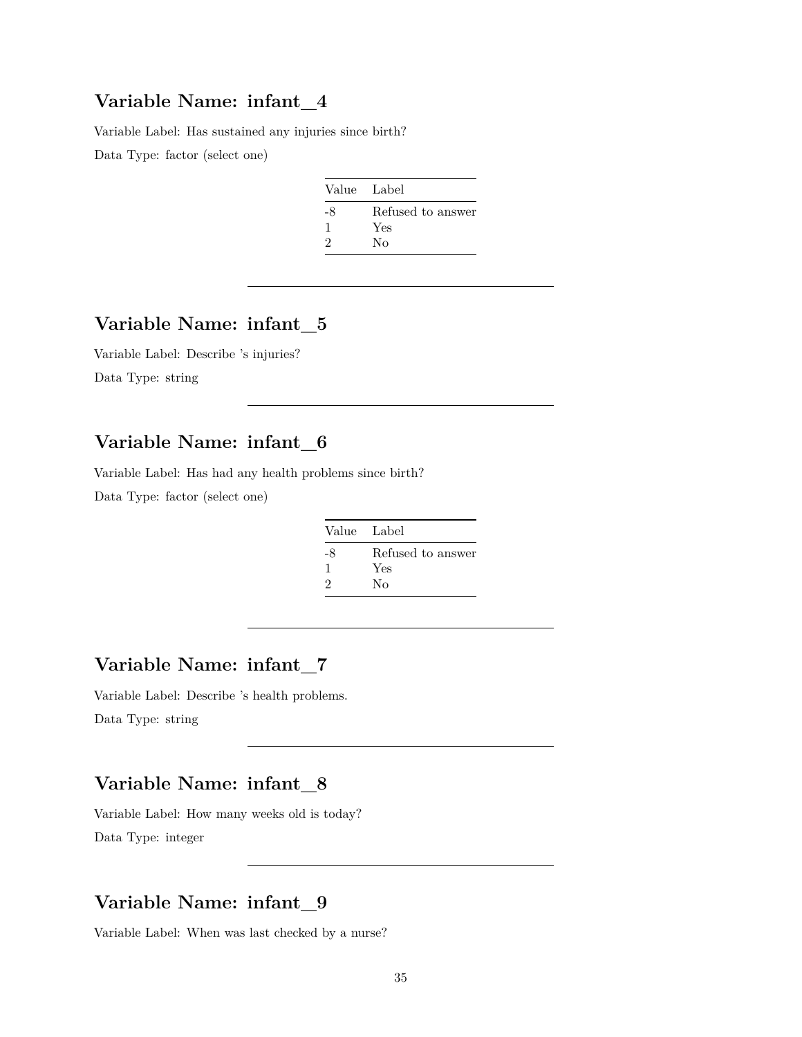## Variable Name: infant_4

Variable Label: Has sustained any injuries since birth?

Data Type: factor (select one)

| Value | Label |
|---|---|
| -8 | Refused to answer |
| 1 | Yes |
| 2 | No |

---

## Variable Name: infant_5

Variable Label: Describe 's injuries?

Data Type: string

---

## Variable Name: infant_6

Variable Label: Has had any health problems since birth?

Data Type: factor (select one)

| Value | Label |
|---|---|
| -8 | Refused to answer |
| 1 | Yes |
| 2 | No |

---

## Variable Name: infant_7

Variable Label: Describe 's health problems.

Data Type: string

---

## Variable Name: infant_8

Variable Label: How many weeks old is today?

Data Type: integer

---

## Variable Name: infant_9

Variable Label: When was last checked by a nurse?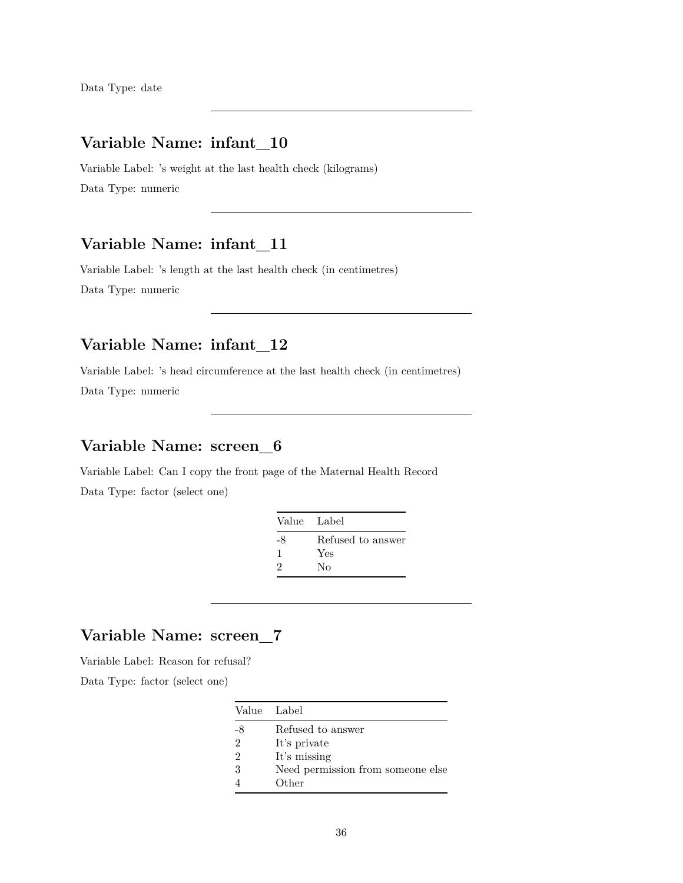Data Type: date

---

## Variable Name: infant_10

Variable Label: 's weight at the last health check (kilograms)

Data Type: numeric

---

## Variable Name: infant_11

Variable Label: 's length at the last health check (in centimetres)

Data Type: numeric

---

## Variable Name: infant_12

Variable Label: 's head circumference at the last health check (in centimetres)

Data Type: numeric

---

## Variable Name: screen_6

Variable Label: Can I copy the front page of the Maternal Health Record

Data Type: factor (select one)

| Value | Label |
|---|---|
| -8 | Refused to answer |
| 1 | Yes |
| 2 | No |

---

## Variable Name: screen_7

Variable Label: Reason for refusal?

Data Type: factor (select one)

| Value | Label |
|---|---|
| -8 | Refused to answer |
| 2 | It's private |
| 2 | It's missing |
| 3 | Need permission from someone else |
| 4 | Other |